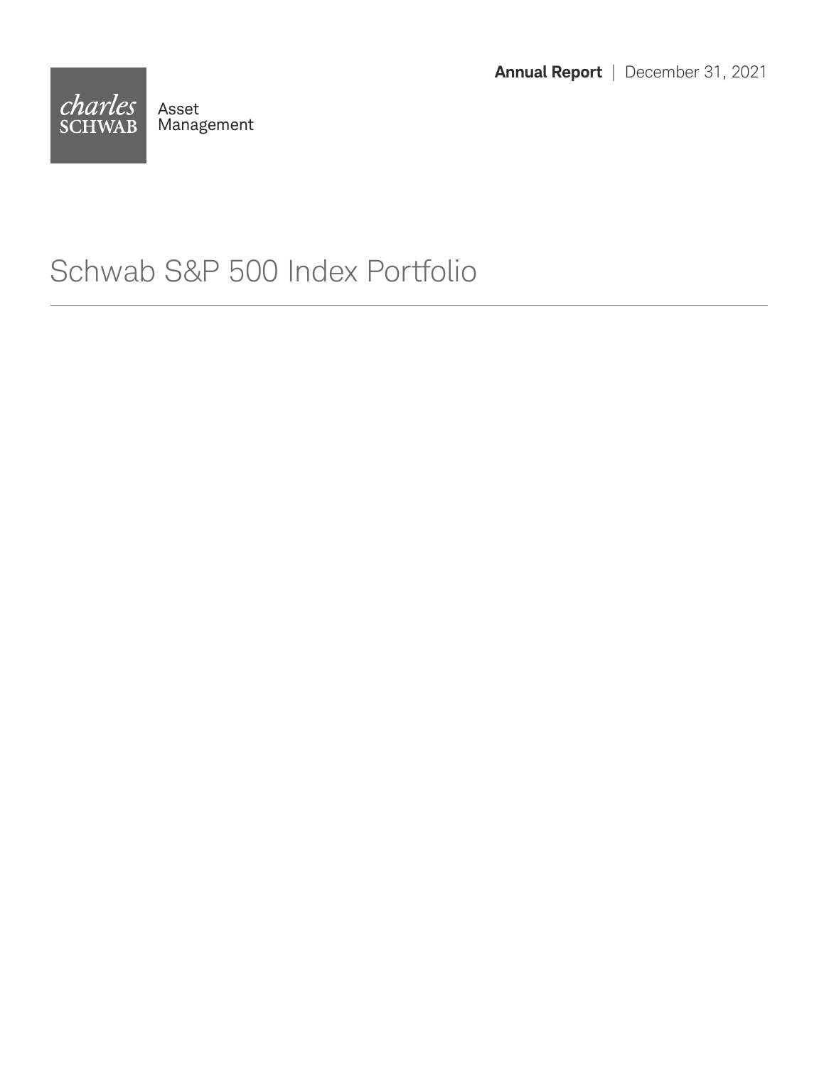**Annual Report** | December 31, 2021

charles SCHWAB Asset Management

# Schwab S&P 500 Index Portfolio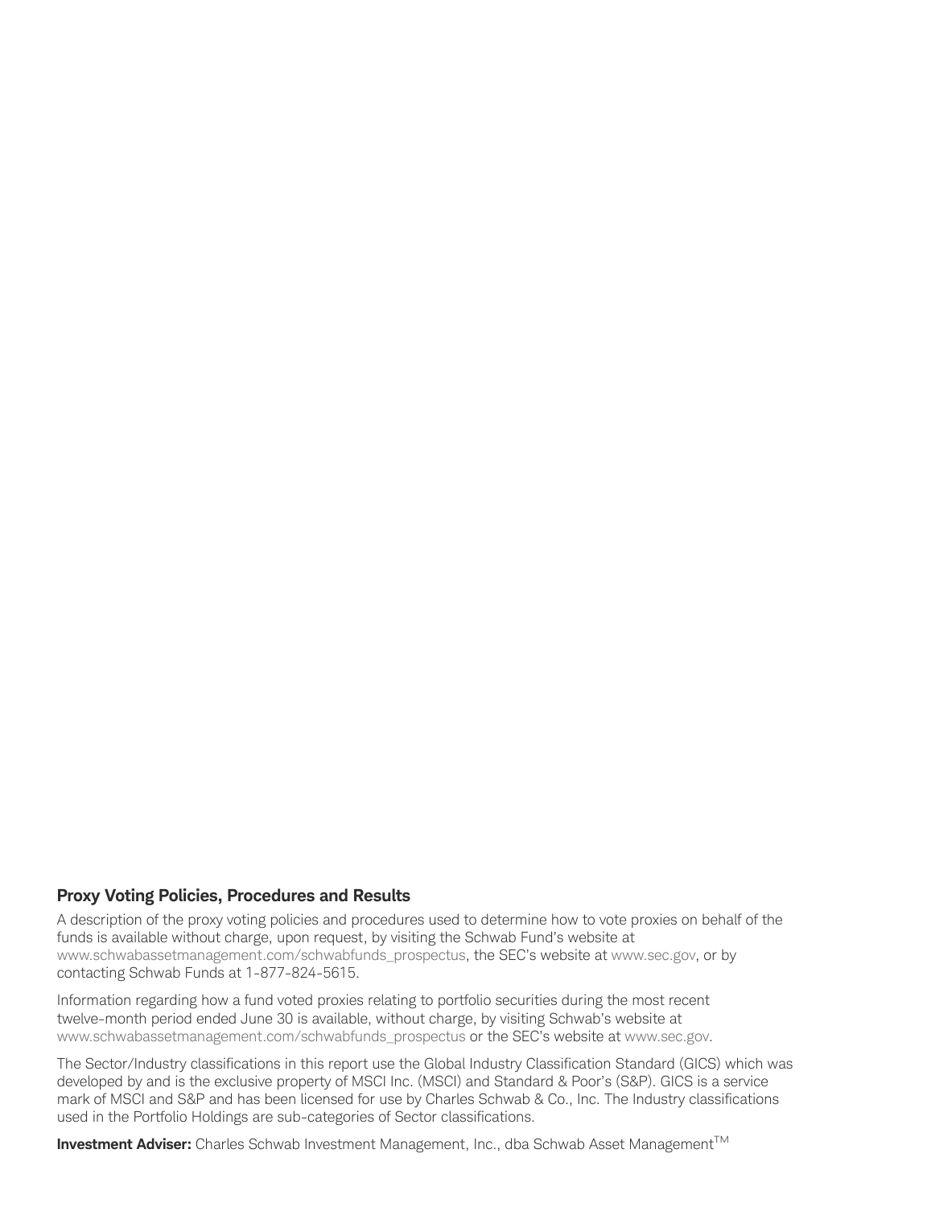### Proxy Voting Policies, Procedures and Results

A description of the proxy voting policies and procedures used to determine how to vote proxies on behalf of the funds is available without charge, upon request, by visiting the Schwab Fund's website at www.schwabassetmanagement.com/schwabfunds_prospectus, the SEC's website at www.sec.gov, or by contacting Schwab Funds at 1-877-824-5615.

Information regarding how a fund voted proxies relating to portfolio securities during the most recent twelve-month period ended June 30 is available, without charge, by visiting Schwab's website at www.schwabassetmanagement.com/schwabfunds_prospectus or the SEC's website at www.sec.gov.

The Sector/Industry classifications in this report use the Global Industry Classification Standard (GICS) which was developed by and is the exclusive property of MSCI Inc. (MSCI) and Standard & Poor's (S&P). GICS is a service mark of MSCI and S&P and has been licensed for use by Charles Schwab & Co., Inc. The Industry classifications used in the Portfolio Holdings are sub-categories of Sector classifications.

**Investment Adviser:** Charles Schwab Investment Management, Inc., dba Schwab Asset Management™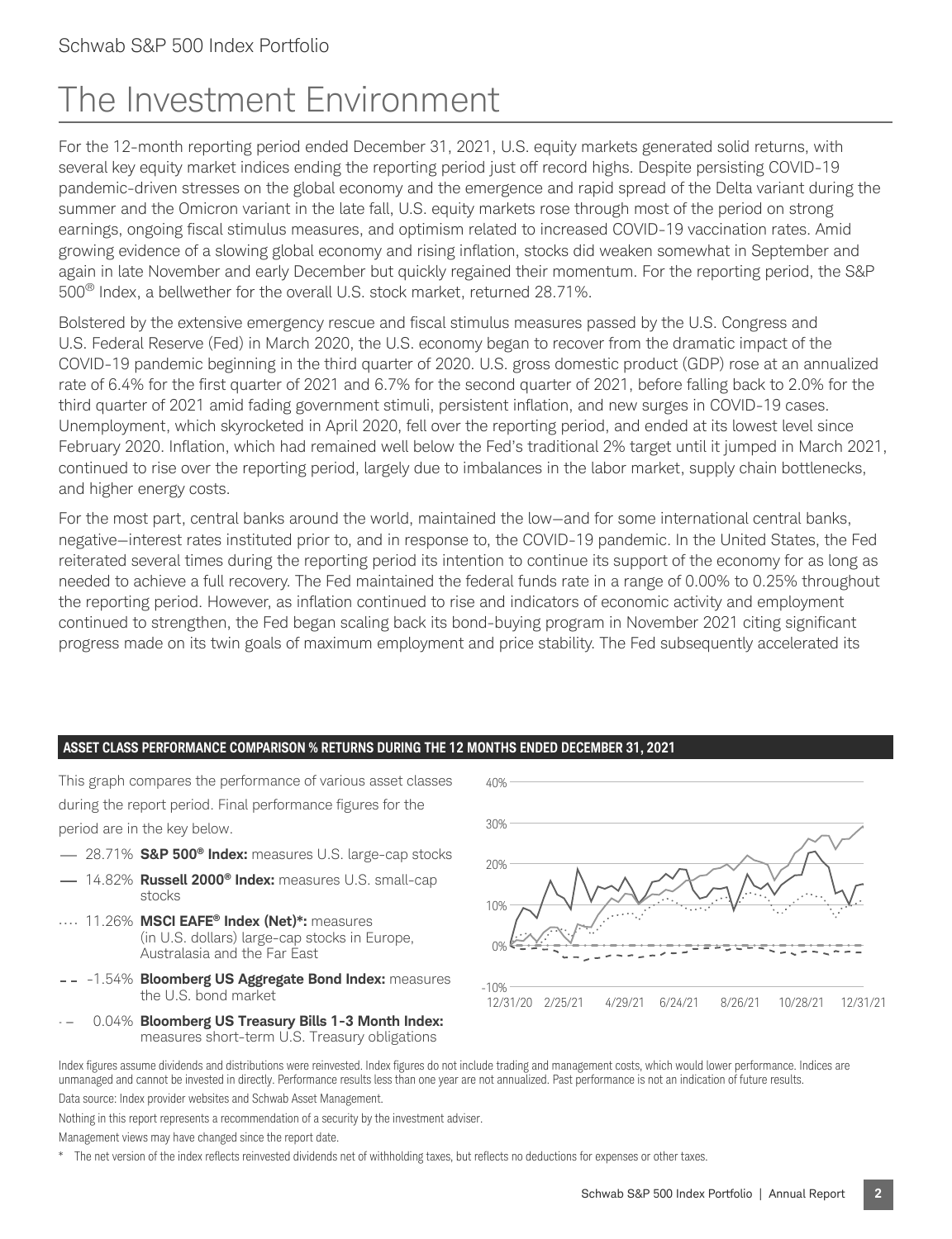# The Investment Environment

For the 12-month reporting period ended December 31, 2021, U.S. equity markets generated solid returns, with several key equity market indices ending the reporting period just off record highs. Despite persisting COVID-19 pandemic-driven stresses on the global economy and the emergence and rapid spread of the Delta variant during the summer and the Omicron variant in the late fall, U.S. equity markets rose through most of the period on strong earnings, ongoing fiscal stimulus measures, and optimism related to increased COVID-19 vaccination rates. Amid growing evidence of a slowing global economy and rising inflation, stocks did weaken somewhat in September and again in late November and early December but quickly regained their momentum. For the reporting period, the S&P 500® Index, a bellwether for the overall U.S. stock market, returned 28.71%.

Bolstered by the extensive emergency rescue and fiscal stimulus measures passed by the U.S. Congress and U.S. Federal Reserve (Fed) in March 2020, the U.S. economy began to recover from the dramatic impact of the COVID-19 pandemic beginning in the third quarter of 2020. U.S. gross domestic product (GDP) rose at an annualized rate of 6.4% for the first quarter of 2021 and 6.7% for the second quarter of 2021, before falling back to 2.0% for the third quarter of 2021 amid fading government stimuli, persistent inflation, and new surges in COVID-19 cases. Unemployment, which skyrocketed in April 2020, fell over the reporting period, and ended at its lowest level since February 2020. Inflation, which had remained well below the Fed's traditional 2% target until it jumped in March 2021, continued to rise over the reporting period, largely due to imbalances in the labor market, supply chain bottlenecks, and higher energy costs.

For the most part, central banks around the world, maintained the low—and for some international central banks, negative—interest rates instituted prior to, and in response to, the COVID-19 pandemic. In the United States, the Fed reiterated several times during the reporting period its intention to continue its support of the economy for as long as needed to achieve a full recovery. The Fed maintained the federal funds rate in a range of 0.00% to 0.25% throughout the reporting period. However, as inflation continued to rise and indicators of economic activity and employment continued to strengthen, the Fed began scaling back its bond-buying program in November 2021 citing significant progress made on its twin goals of maximum employment and price stability. The Fed subsequently accelerated its

**ASSET CLASS PERFORMANCE COMPARISON % RETURNS DURING THE 12 MONTHS ENDED DECEMBER 31, 2021**

This graph compares the performance of various asset classes during the report period. Final performance figures for the period are in the key below.

- 28.71% **S&P 500® Index:** measures U.S. large-cap stocks
- 14.82% **Russell 2000® Index:** measures U.S. small-cap stocks
- 11.26% **MSCI EAFE® Index (Net)*:** measures (in U.S. dollars) large-cap stocks in Europe, Australasia and the Far East
- -1.54% **Bloomberg US Aggregate Bond Index:** measures the U.S. bond market
- 0.04% **Bloomberg US Treasury Bills 1-3 Month Index:** measures short-term U.S. Treasury obligations

Index figures assume dividends and distributions were reinvested. Index figures do not include trading and management costs, which would lower performance. Indices are unmanaged and cannot be invested in directly. Performance results less than one year are not annualized. Past performance is not an indication of future results.

Data source: Index provider websites and Schwab Asset Management.

Nothing in this report represents a recommendation of a security by the investment adviser.

Management views may have changed since the report date.

* The net version of the index reflects reinvested dividends net of withholding taxes, but reflects no deductions for expenses or other taxes.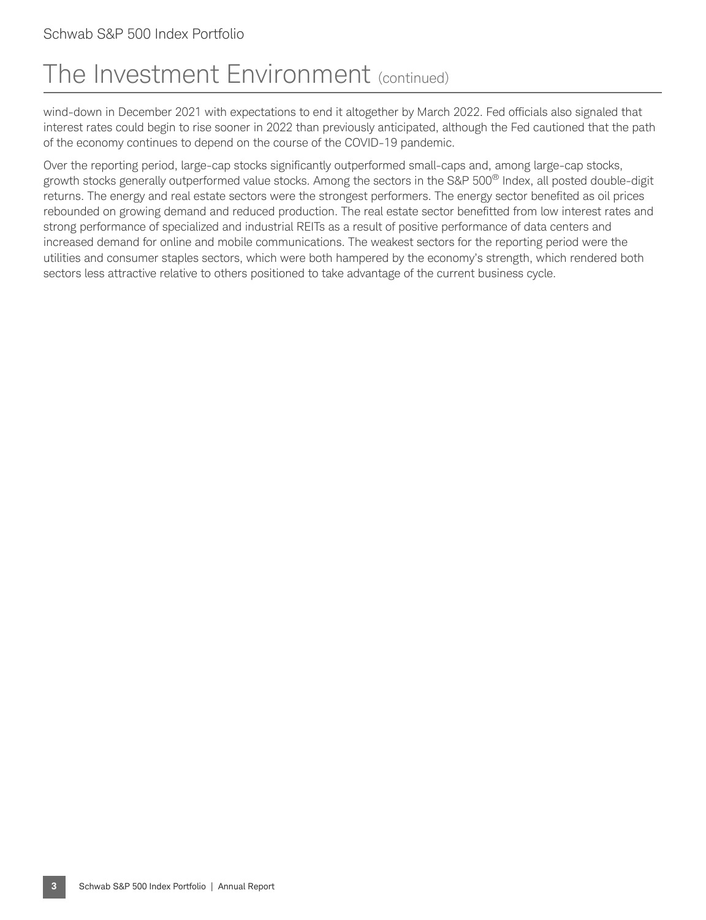# The Investment Environment (continued)

wind-down in December 2021 with expectations to end it altogether by March 2022. Fed officials also signaled that interest rates could begin to rise sooner in 2022 than previously anticipated, although the Fed cautioned that the path of the economy continues to depend on the course of the COVID-19 pandemic.

Over the reporting period, large-cap stocks significantly outperformed small-caps and, among large-cap stocks, growth stocks generally outperformed value stocks. Among the sectors in the S&P 500® Index, all posted double-digit returns. The energy and real estate sectors were the strongest performers. The energy sector benefited as oil prices rebounded on growing demand and reduced production. The real estate sector benefitted from low interest rates and strong performance of specialized and industrial REITs as a result of positive performance of data centers and increased demand for online and mobile communications. The weakest sectors for the reporting period were the utilities and consumer staples sectors, which were both hampered by the economy's strength, which rendered both sectors less attractive relative to others positioned to take advantage of the current business cycle.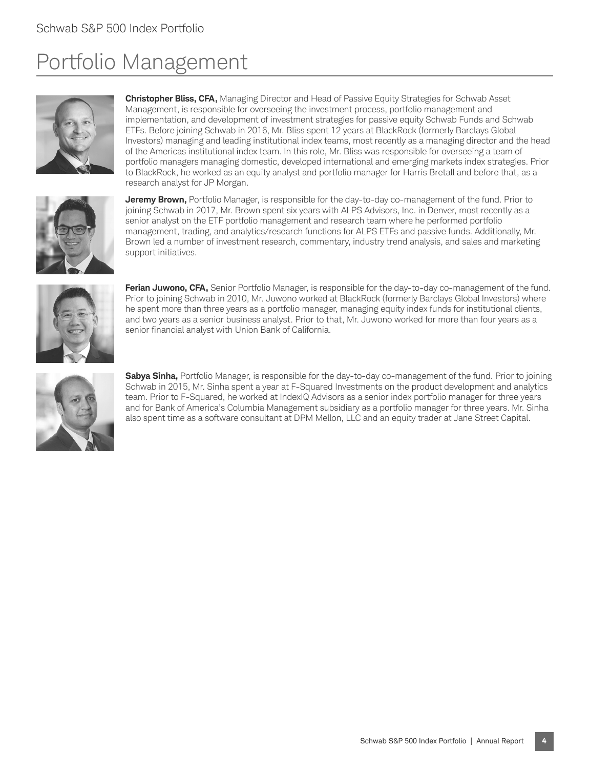# Portfolio Management

**Christopher Bliss, CFA,** Managing Director and Head of Passive Equity Strategies for Schwab Asset Management, is responsible for overseeing the investment process, portfolio management and implementation, and development of investment strategies for passive equity Schwab Funds and Schwab ETFs. Before joining Schwab in 2016, Mr. Bliss spent 12 years at BlackRock (formerly Barclays Global Investors) managing and leading institutional index teams, most recently as a managing director and the head of the Americas institutional index team. In this role, Mr. Bliss was responsible for overseeing a team of portfolio managers managing domestic, developed international and emerging markets index strategies. Prior to BlackRock, he worked as an equity analyst and portfolio manager for Harris Bretall and before that, as a research analyst for JP Morgan.

**Jeremy Brown,** Portfolio Manager, is responsible for the day-to-day co-management of the fund. Prior to joining Schwab in 2017, Mr. Brown spent six years with ALPS Advisors, Inc. in Denver, most recently as a senior analyst on the ETF portfolio management and research team where he performed portfolio management, trading, and analytics/research functions for ALPS ETFs and passive funds. Additionally, Mr. Brown led a number of investment research, commentary, industry trend analysis, and sales and marketing support initiatives.

**Ferian Juwono, CFA,** Senior Portfolio Manager, is responsible for the day-to-day co-management of the fund. Prior to joining Schwab in 2010, Mr. Juwono worked at BlackRock (formerly Barclays Global Investors) where he spent more than three years as a portfolio manager, managing equity index funds for institutional clients, and two years as a senior business analyst. Prior to that, Mr. Juwono worked for more than four years as a senior financial analyst with Union Bank of California.

**Sabya Sinha,** Portfolio Manager, is responsible for the day-to-day co-management of the fund. Prior to joining Schwab in 2015, Mr. Sinha spent a year at F-Squared Investments on the product development and analytics team. Prior to F-Squared, he worked at IndexIQ Advisors as a senior index portfolio manager for three years and for Bank of America's Columbia Management subsidiary as a portfolio manager for three years. Mr. Sinha also spent time as a software consultant at DPM Mellon, LLC and an equity trader at Jane Street Capital.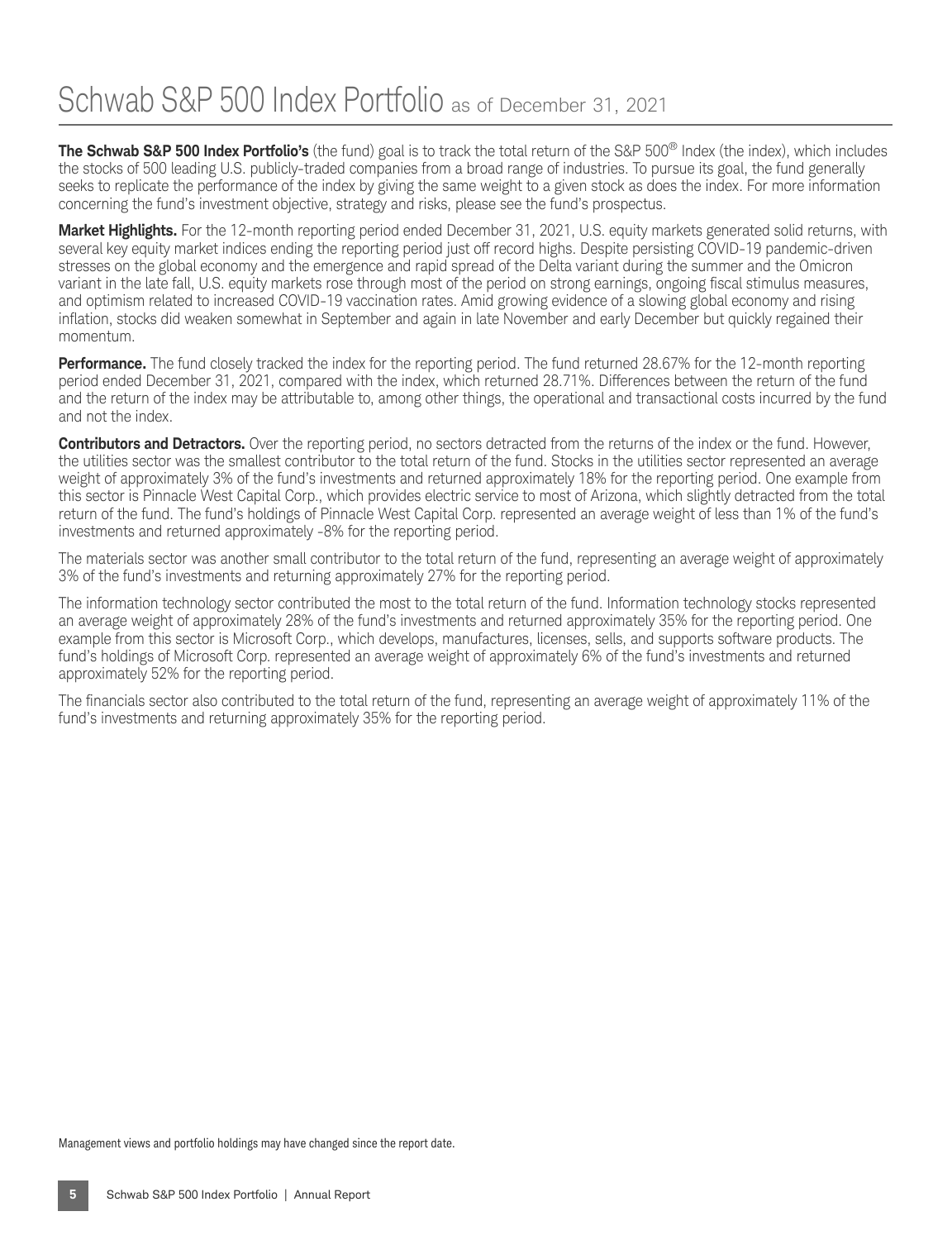# Schwab S&P 500 Index Portfolio as of December 31, 2021

**The Schwab S&P 500 Index Portfolio's** (the fund) goal is to track the total return of the S&P 500® Index (the index), which includes the stocks of 500 leading U.S. publicly-traded companies from a broad range of industries. To pursue its goal, the fund generally seeks to replicate the performance of the index by giving the same weight to a given stock as does the index. For more information concerning the fund's investment objective, strategy and risks, please see the fund's prospectus.

**Market Highlights.** For the 12-month reporting period ended December 31, 2021, U.S. equity markets generated solid returns, with several key equity market indices ending the reporting period just off record highs. Despite persisting COVID-19 pandemic-driven stresses on the global economy and the emergence and rapid spread of the Delta variant during the summer and the Omicron variant in the late fall, U.S. equity markets rose through most of the period on strong earnings, ongoing fiscal stimulus measures, and optimism related to increased COVID-19 vaccination rates. Amid growing evidence of a slowing global economy and rising inflation, stocks did weaken somewhat in September and again in late November and early December but quickly regained their momentum.

**Performance.** The fund closely tracked the index for the reporting period. The fund returned 28.67% for the 12-month reporting period ended December 31, 2021, compared with the index, which returned 28.71%. Differences between the return of the fund and the return of the index may be attributable to, among other things, the operational and transactional costs incurred by the fund and not the index.

**Contributors and Detractors.** Over the reporting period, no sectors detracted from the returns of the index or the fund. However, the utilities sector was the smallest contributor to the total return of the fund. Stocks in the utilities sector represented an average weight of approximately 3% of the fund's investments and returned approximately 18% for the reporting period. One example from this sector is Pinnacle West Capital Corp., which provides electric service to most of Arizona, which slightly detracted from the total return of the fund. The fund's holdings of Pinnacle West Capital Corp. represented an average weight of less than 1% of the fund's investments and returned approximately -8% for the reporting period.

The materials sector was another small contributor to the total return of the fund, representing an average weight of approximately 3% of the fund's investments and returning approximately 27% for the reporting period.

The information technology sector contributed the most to the total return of the fund. Information technology stocks represented an average weight of approximately 28% of the fund's investments and returned approximately 35% for the reporting period. One example from this sector is Microsoft Corp., which develops, manufactures, licenses, sells, and supports software products. The fund's holdings of Microsoft Corp. represented an average weight of approximately 6% of the fund's investments and returned approximately 52% for the reporting period.

The financials sector also contributed to the total return of the fund, representing an average weight of approximately 11% of the fund's investments and returning approximately 35% for the reporting period.

Management views and portfolio holdings may have changed since the report date.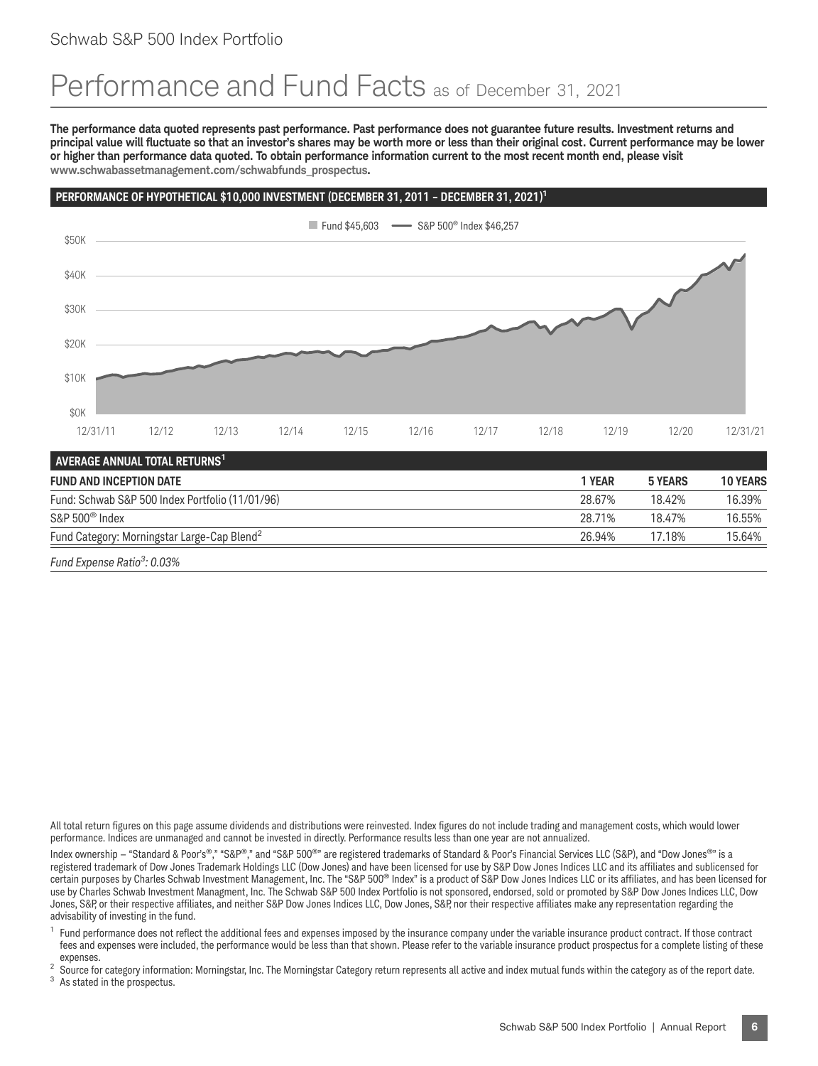# Performance and Fund Facts as of December 31, 2021

**The performance data quoted represents past performance. Past performance does not guarantee future results. Investment returns and principal value will fluctuate so that an investor's shares may be worth more or less than their original cost. Current performance may be lower or higher than performance data quoted. To obtain performance information current to the most recent month end, please visit www.schwabassetmanagement.com/schwabfunds_prospectus.**

**PERFORMANCE OF HYPOTHETICAL $10,000 INVESTMENT (DECEMBER 31, 2011 – DECEMBER 31, 2021)[1]**

Fund $45,603 — S&P 500® Index $46,257

$50K
$40K
$30K
$20K
$10K
$0K

12/31/11 12/12 12/13 12/14 12/15 12/16 12/17 12/18 12/19 12/20 12/31/21

| AVERAGE ANNUAL TOTAL RETURNS[1] | | | |
|---|---|---|---|
| **FUND AND INCEPTION DATE** | **1 YEAR** | **5 YEARS** | **10 YEARS** |
| Fund: Schwab S&P 500 Index Portfolio (11/01/96) | 28.67% | 18.42% | 16.39% |
| S&P 500® Index | 28.71% | 18.47% | 16.55% |
| Fund Category: Morningstar Large-Cap Blend[2] | 26.94% | 17.18% | 15.64% |

*Fund Expense Ratio[3]: 0.03%*

All total return figures on this page assume dividends and distributions were reinvested. Index figures do not include trading and management costs, which would lower performance. Indices are unmanaged and cannot be invested in directly. Performance results less than one year are not annualized.

Index ownership – "Standard & Poor's®," "S&P®," and "S&P 500®" are registered trademarks of Standard & Poor's Financial Services LLC (S&P), and "Dow Jones®" is a registered trademark of Dow Jones Trademark Holdings LLC (Dow Jones) and have been licensed for use by S&P Dow Jones Indices LLC and its affiliates and sublicensed for certain purposes by Charles Schwab Investment Management, Inc. The "S&P 500® Index" is a product of S&P Dow Jones Indices LLC or its affiliates, and has been licensed for use by Charles Schwab Investment Managment, Inc. The Schwab S&P 500 Index Portfolio is not sponsored, endorsed, sold or promoted by S&P Dow Jones Indices LLC, Dow Jones, S&P, or their respective affiliates, and neither S&P Dow Jones Indices LLC, Dow Jones, S&P, nor their respective affiliates make any representation regarding the advisability of investing in the fund.

[1] Fund performance does not reflect the additional fees and expenses imposed by the insurance company under the variable insurance product contract. If those contract fees and expenses were included, the performance would be less than that shown. Please refer to the variable insurance product prospectus for a complete listing of these expenses.

[2] Source for category information: Morningstar, Inc. The Morningstar Category return represents all active and index mutual funds within the category as of the report date.

[3] As stated in the prospectus.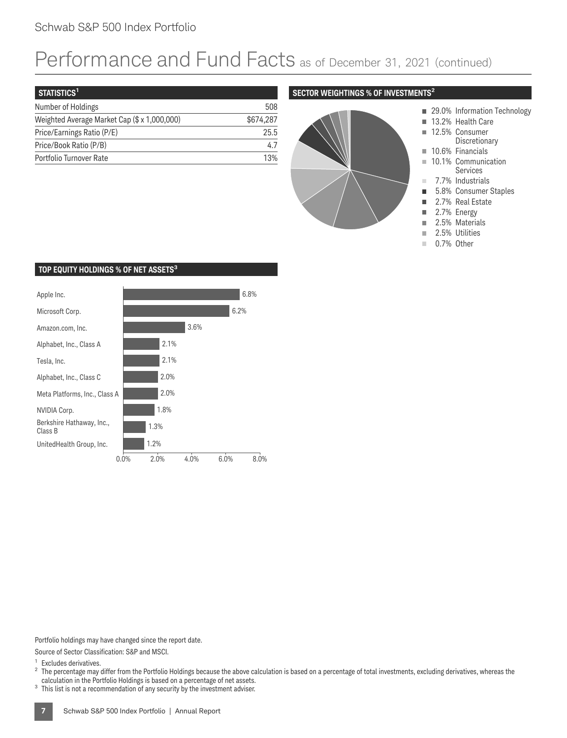# Performance and Fund Facts as of December 31, 2021 (continued)

| STATISTICS[1] | |
|---|---|
| Number of Holdings | 508 |
| Weighted Average Market Cap ($ x 1,000,000) | $674,287 |
| Price/Earnings Ratio (P/E) | 25.5 |
| Price/Book Ratio (P/B) | 4.7 |
| Portfolio Turnover Rate | 13% |

**SECTOR WEIGHTINGS % OF INVESTMENTS[2]**

| Sector | % |
|---|---|
| Information Technology | 29.0% |
| Health Care | 13.2% |
| Consumer Discretionary | 12.5% |
| Financials | 10.6% |
| Communication Services | 10.1% |
| Industrials | 7.7% |
| Consumer Staples | 5.8% |
| Real Estate | 2.7% |
| Energy | 2.7% |
| Materials | 2.5% |
| Utilities | 2.5% |
| Other | 0.7% |

**TOP EQUITY HOLDINGS % OF NET ASSETS[3]**

| Holding | % |
|---|---|
| Apple Inc. | 6.8% |
| Microsoft Corp. | 6.2% |
| Amazon.com, Inc. | 3.6% |
| Alphabet, Inc., Class A | 2.1% |
| Tesla, Inc. | 2.1% |
| Alphabet, Inc., Class C | 2.0% |
| Meta Platforms, Inc., Class A | 2.0% |
| NVIDIA Corp. | 1.8% |
| Berkshire Hathaway, Inc., Class B | 1.3% |
| UnitedHealth Group, Inc. | 1.2% |

Portfolio holdings may have changed since the report date.

Source of Sector Classification: S&P and MSCI.

[1] Excludes derivatives.

[2] The percentage may differ from the Portfolio Holdings because the above calculation is based on a percentage of total investments, excluding derivatives, whereas the calculation in the Portfolio Holdings is based on a percentage of net assets.

[3] This list is not a recommendation of any security by the investment adviser.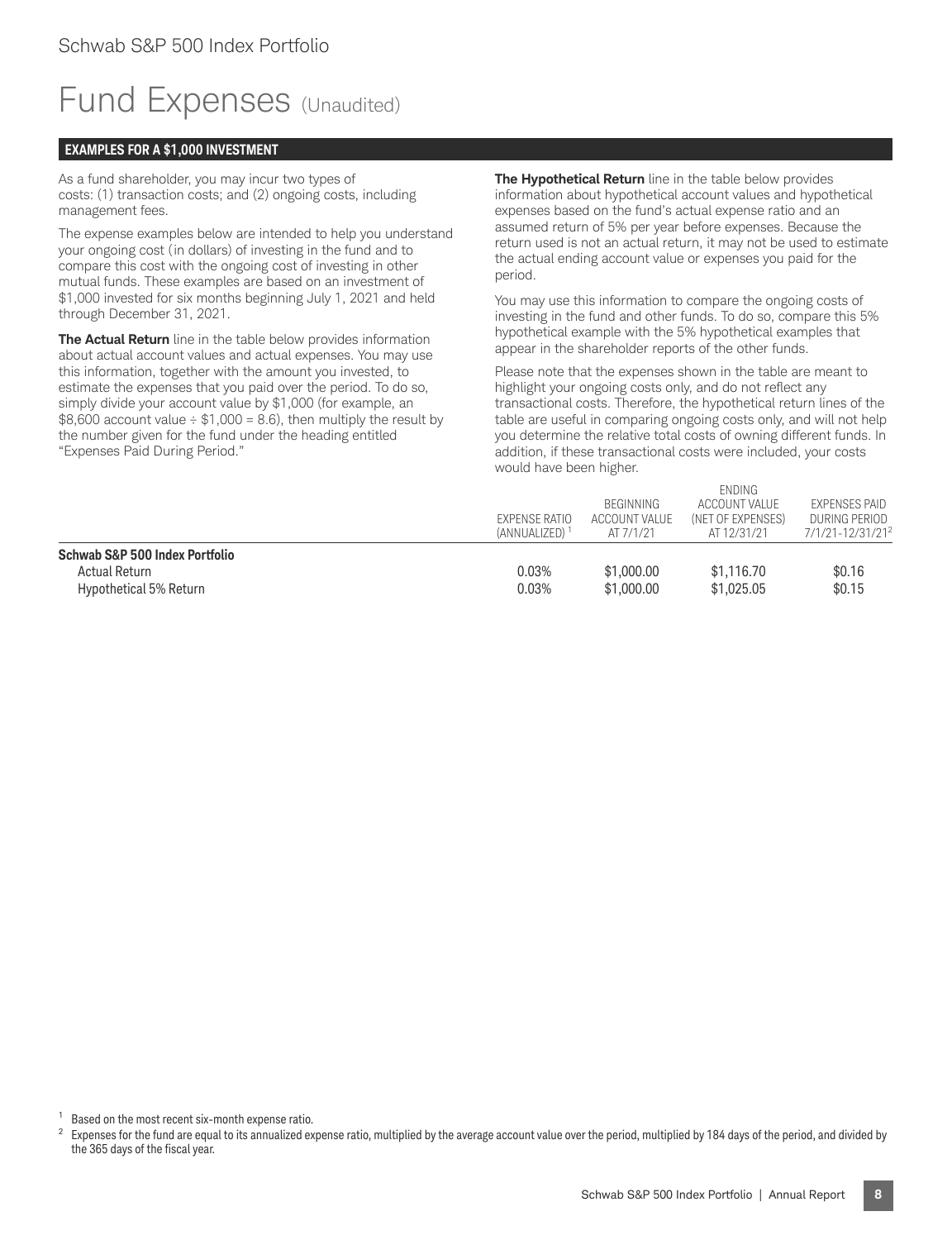# Fund Expenses (Unaudited)

## EXAMPLES FOR A $1,000 INVESTMENT

As a fund shareholder, you may incur two types of costs: (1) transaction costs; and (2) ongoing costs, including management fees.

The expense examples below are intended to help you understand your ongoing cost (in dollars) of investing in the fund and to compare this cost with the ongoing cost of investing in other mutual funds. These examples are based on an investment of $1,000 invested for six months beginning July 1, 2021 and held through December 31, 2021.

**The Actual Return** line in the table below provides information about actual account values and actual expenses. You may use this information, together with the amount you invested, to estimate the expenses that you paid over the period. To do so, simply divide your account value by $1,000 (for example, an $8,600 account value ÷ $1,000 = 8.6), then multiply the result by the number given for the fund under the heading entitled "Expenses Paid During Period."

**The Hypothetical Return** line in the table below provides information about hypothetical account values and hypothetical expenses based on the fund's actual expense ratio and an assumed return of 5% per year before expenses. Because the return used is not an actual return, it may not be used to estimate the actual ending account value or expenses you paid for the period.

You may use this information to compare the ongoing costs of investing in the fund and other funds. To do so, compare this 5% hypothetical example with the 5% hypothetical examples that appear in the shareholder reports of the other funds.

Please note that the expenses shown in the table are meant to highlight your ongoing costs only, and do not reflect any transactional costs. Therefore, the hypothetical return lines of the table are useful in comparing ongoing costs only, and will not help you determine the relative total costs of owning different funds. In addition, if these transactional costs were included, your costs would have been higher.

| | EXPENSE RATIO (ANNUALIZED) [1] | BEGINNING ACCOUNT VALUE AT 7/1/21 | ENDING ACCOUNT VALUE (NET OF EXPENSES) AT 12/31/21 | EXPENSES PAID DURING PERIOD 7/1/21-12/31/21 [2] |
|---|---|---|---|---|
| **Schwab S&P 500 Index Portfolio** | | | | |
| Actual Return | 0.03% | $1,000.00 | $1,116.70 | $0.16 |
| Hypothetical 5% Return | 0.03% | $1,000.00 | $1,025.05 | $0.15 |

[1] Based on the most recent six-month expense ratio.

[2] Expenses for the fund are equal to its annualized expense ratio, multiplied by the average account value over the period, multiplied by 184 days of the period, and divided by the 365 days of the fiscal year.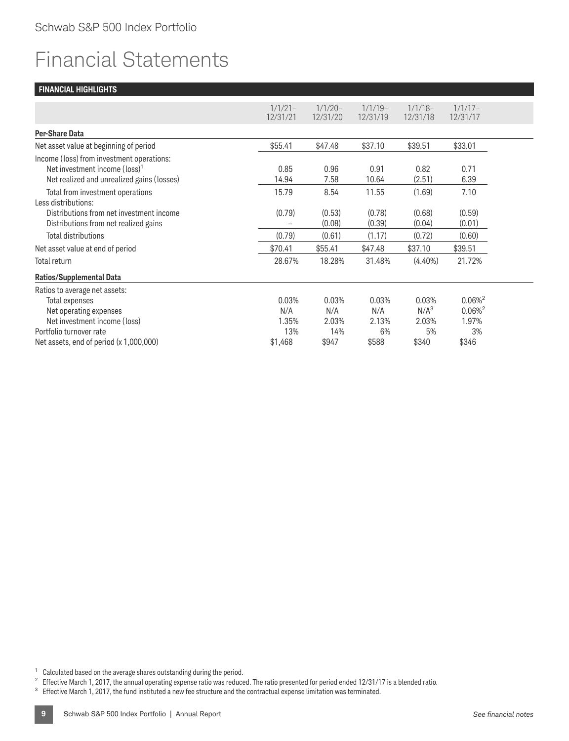# Financial Statements

**FINANCIAL HIGHLIGHTS**

| | 1/1/21–12/31/21 | 1/1/20–12/31/20 | 1/1/19–12/31/19 | 1/1/18–12/31/18 | 1/1/17–12/31/17 |
|---|---|---|---|---|---|
| **Per-Share Data** | | | | | |
| Net asset value at beginning of period | $55.41 | $47.48 | $37.10 | $39.51 | $33.01 |
| Income (loss) from investment operations: | | | | | |
| Net investment income (loss)[1] | 0.85 | 0.96 | 0.91 | 0.82 | 0.71 |
| Net realized and unrealized gains (losses) | 14.94 | 7.58 | 10.64 | (2.51) | 6.39 |
| Total from investment operations | 15.79 | 8.54 | 11.55 | (1.69) | 7.10 |
| Less distributions: | | | | | |
| Distributions from net investment income | (0.79) | (0.53) | (0.78) | (0.68) | (0.59) |
| Distributions from net realized gains | – | (0.08) | (0.39) | (0.04) | (0.01) |
| Total distributions | (0.79) | (0.61) | (1.17) | (0.72) | (0.60) |
| Net asset value at end of period | $70.41 | $55.41 | $47.48 | $37.10 | $39.51 |
| Total return | 28.67% | 18.28% | 31.48% | (4.40%) | 21.72% |
| **Ratios/Supplemental Data** | | | | | |
| Ratios to average net assets: | | | | | |
| Total expenses | 0.03% | 0.03% | 0.03% | 0.03% | 0.06%[2] |
| Net operating expenses | N/A | N/A | N/A | N/A[3] | 0.06%[2] |
| Net investment income (loss) | 1.35% | 2.03% | 2.13% | 2.03% | 1.97% |
| Portfolio turnover rate | 13% | 14% | 6% | 5% | 3% |
| Net assets, end of period (x 1,000,000) | $1,468 | $947 | $588 | $340 | $346 |

[1] Calculated based on the average shares outstanding during the period.

[2] Effective March 1, 2017, the annual operating expense ratio was reduced. The ratio presented for period ended 12/31/17 is a blended ratio.

[3] Effective March 1, 2017, the fund instituted a new fee structure and the contractual expense limitation was terminated.

*See financial notes*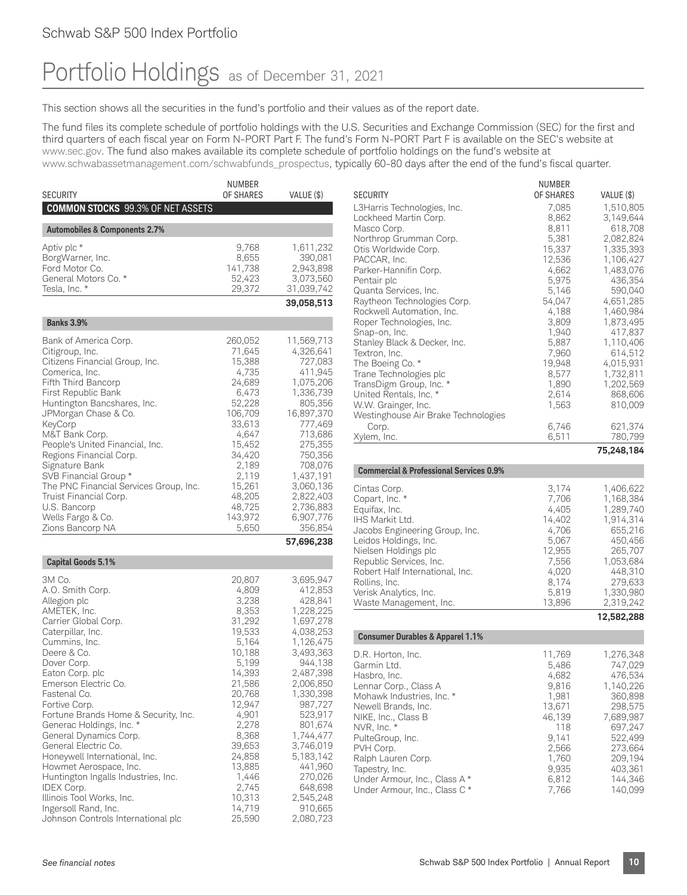# Portfolio Holdings as of December 31, 2021

This section shows all the securities in the fund's portfolio and their values as of the report date.

The fund files its complete schedule of portfolio holdings with the U.S. Securities and Exchange Commission (SEC) for the first and third quarters of each fiscal year on Form N-PORT Part F. The fund's Form N-PORT Part F is available on the SEC's website at www.sec.gov. The fund also makes available its complete schedule of portfolio holdings on the fund's website at www.schwabassetmanagement.com/schwabfunds_prospectus, typically 60-80 days after the end of the fund's fiscal quarter.

| SECURITY | NUMBER OF SHARES | VALUE ($) |
|---|---|---|
| **COMMON STOCKS** 99.3% OF NET ASSETS | | |
| **Automobiles & Components 2.7%** | | |
| Aptiv plc * | 9,768 | 1,611,232 |
| BorgWarner, Inc. | 8,655 | 390,081 |
| Ford Motor Co. | 141,738 | 2,943,898 |
| General Motors Co. * | 52,423 | 3,073,560 |
| Tesla, Inc. * | 29,372 | 31,039,742 |
| | | **39,058,513** |
| **Banks 3.9%** | | |
| Bank of America Corp. | 260,052 | 11,569,713 |
| Citigroup, Inc. | 71,645 | 4,326,641 |
| Citizens Financial Group, Inc. | 15,388 | 727,083 |
| Comerica, Inc. | 4,735 | 411,945 |
| Fifth Third Bancorp | 24,689 | 1,075,206 |
| First Republic Bank | 6,473 | 1,336,739 |
| Huntington Bancshares, Inc. | 52,228 | 805,356 |
| JPMorgan Chase & Co. | 106,709 | 16,897,370 |
| KeyCorp | 33,613 | 777,469 |
| M&T Bank Corp. | 4,647 | 713,686 |
| People's United Financial, Inc. | 15,452 | 275,355 |
| Regions Financial Corp. | 34,420 | 750,356 |
| Signature Bank | 2,189 | 708,076 |
| SVB Financial Group * | 2,119 | 1,437,191 |
| The PNC Financial Services Group, Inc. | 15,261 | 3,060,136 |
| Truist Financial Corp. | 48,205 | 2,822,403 |
| U.S. Bancorp | 48,725 | 2,736,883 |
| Wells Fargo & Co. | 143,972 | 6,907,776 |
| Zions Bancorp NA | 5,650 | 356,854 |
| | | **57,696,238** |
| **Capital Goods 5.1%** | | |
| 3M Co. | 20,807 | 3,695,947 |
| A.O. Smith Corp. | 4,809 | 412,853 |
| Allegion plc | 3,238 | 428,841 |
| AMETEK, Inc. | 8,353 | 1,228,225 |
| Carrier Global Corp. | 31,292 | 1,697,278 |
| Caterpillar, Inc. | 19,533 | 4,038,253 |
| Cummins, Inc. | 5,164 | 1,126,475 |
| Deere & Co. | 10,188 | 3,493,363 |
| Dover Corp. | 5,199 | 944,138 |
| Eaton Corp. plc | 14,393 | 2,487,398 |
| Emerson Electric Co. | 21,586 | 2,006,850 |
| Fastenal Co. | 20,768 | 1,330,398 |
| Fortive Corp. | 12,947 | 987,727 |
| Fortune Brands Home & Security, Inc. | 4,901 | 523,917 |
| Generac Holdings, Inc. * | 2,278 | 801,674 |
| General Dynamics Corp. | 8,368 | 1,744,477 |
| General Electric Co. | 39,653 | 3,746,019 |
| Honeywell International, Inc. | 24,858 | 5,183,142 |
| Howmet Aerospace, Inc. | 13,885 | 441,960 |
| Huntington Ingalls Industries, Inc. | 1,446 | 270,026 |
| IDEX Corp. | 2,745 | 648,698 |
| Illinois Tool Works, Inc. | 10,313 | 2,545,248 |
| Ingersoll Rand, Inc. | 14,719 | 910,665 |
| Johnson Controls International plc | 25,590 | 2,080,723 |
| L3Harris Technologies, Inc. | 7,085 | 1,510,805 |
| Lockheed Martin Corp. | 8,862 | 3,149,644 |
| Masco Corp. | 8,811 | 618,708 |
| Northrop Grumman Corp. | 5,381 | 2,082,824 |
| Otis Worldwide Corp. | 15,337 | 1,335,393 |
| PACCAR, Inc. | 12,536 | 1,106,427 |
| Parker-Hannifin Corp. | 4,662 | 1,483,076 |
| Pentair plc | 5,975 | 436,354 |
| Quanta Services, Inc. | 5,146 | 590,040 |
| Raytheon Technologies Corp. | 54,047 | 4,651,285 |
| Rockwell Automation, Inc. | 4,188 | 1,460,984 |
| Roper Technologies, Inc. | 3,809 | 1,873,495 |
| Snap-on, Inc. | 1,940 | 417,837 |
| Stanley Black & Decker, Inc. | 5,887 | 1,110,406 |
| Textron, Inc. | 7,960 | 614,512 |
| The Boeing Co. * | 19,948 | 4,015,931 |
| Trane Technologies plc | 8,577 | 1,732,811 |
| TransDigm Group, Inc. * | 1,890 | 1,202,569 |
| United Rentals, Inc. * | 2,614 | 868,606 |
| W.W. Grainger, Inc. | 1,563 | 810,009 |
| Westinghouse Air Brake Technologies Corp. | 6,746 | 621,374 |
| Xylem, Inc. | 6,511 | 780,799 |
| | | **75,248,184** |
| **Commercial & Professional Services 0.9%** | | |
| Cintas Corp. | 3,174 | 1,406,622 |
| Copart, Inc. * | 7,706 | 1,168,384 |
| Equifax, Inc. | 4,405 | 1,289,740 |
| IHS Markit Ltd. | 14,402 | 1,914,314 |
| Jacobs Engineering Group, Inc. | 4,706 | 655,216 |
| Leidos Holdings, Inc. | 5,067 | 450,456 |
| Nielsen Holdings plc | 12,955 | 265,707 |
| Republic Services, Inc. | 7,556 | 1,053,684 |
| Robert Half International, Inc. | 4,020 | 448,310 |
| Rollins, Inc. | 8,174 | 279,633 |
| Verisk Analytics, Inc. | 5,819 | 1,330,980 |
| Waste Management, Inc. | 13,896 | 2,319,242 |
| | | **12,582,288** |
| **Consumer Durables & Apparel 1.1%** | | |
| D.R. Horton, Inc. | 11,769 | 1,276,348 |
| Garmin Ltd. | 5,486 | 747,029 |
| Hasbro, Inc. | 4,682 | 476,534 |
| Lennar Corp., Class A | 9,816 | 1,140,226 |
| Mohawk Industries, Inc. * | 1,981 | 360,898 |
| Newell Brands, Inc. | 13,671 | 298,575 |
| NIKE, Inc., Class B | 46,139 | 7,689,987 |
| NVR, Inc. * | 118 | 697,247 |
| PulteGroup, Inc. | 9,141 | 522,499 |
| PVH Corp. | 2,566 | 273,664 |
| Ralph Lauren Corp. | 1,760 | 209,194 |
| Tapestry, Inc. | 9,935 | 403,361 |
| Under Armour, Inc., Class A * | 6,812 | 144,346 |
| Under Armour, Inc., Class C * | 7,766 | 140,099 |

*See financial notes*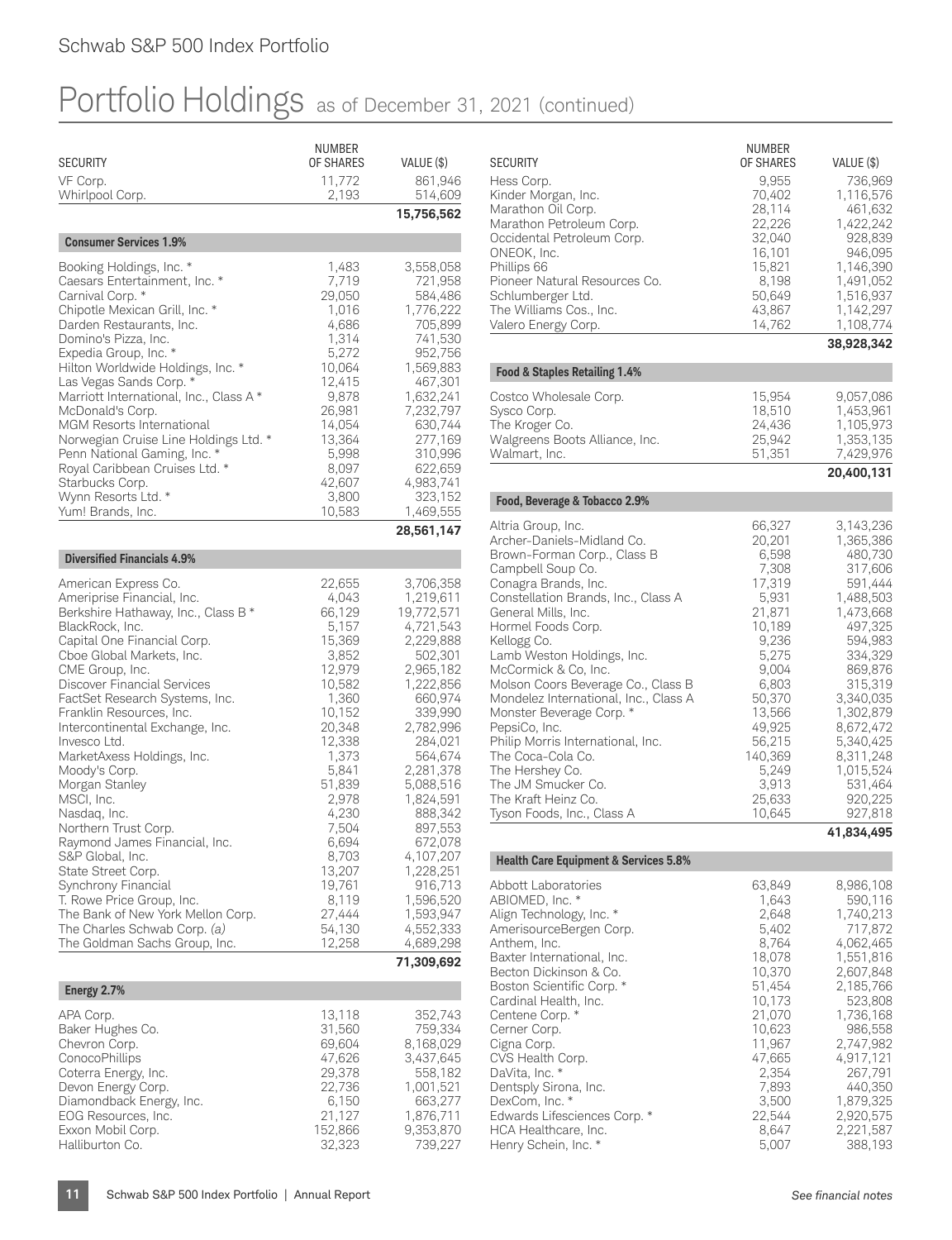# Schwab S&P 500 Index Portfolio

## Portfolio Holdings as of December 31, 2021 (continued)

| SECURITY | NUMBER OF SHARES | VALUE ($) |
|---|---|---|
| VF Corp. | 11,772 | 861,946 |
| Whirlpool Corp. | 2,193 | 514,609 |
| | | **15,756,562** |
| **Consumer Services 1.9%** | | |
| Booking Holdings, Inc. * | 1,483 | 3,558,058 |
| Caesars Entertainment, Inc. * | 7,719 | 721,958 |
| Carnival Corp. * | 29,050 | 584,486 |
| Chipotle Mexican Grill, Inc. * | 1,016 | 1,776,222 |
| Darden Restaurants, Inc. | 4,686 | 705,899 |
| Domino's Pizza, Inc. | 1,314 | 741,530 |
| Expedia Group, Inc. * | 5,272 | 952,756 |
| Hilton Worldwide Holdings, Inc. * | 10,064 | 1,569,883 |
| Las Vegas Sands Corp. * | 12,415 | 467,301 |
| Marriott International, Inc., Class A * | 9,878 | 1,632,241 |
| McDonald's Corp. | 26,981 | 7,232,797 |
| MGM Resorts International | 14,054 | 630,744 |
| Norwegian Cruise Line Holdings Ltd. * | 13,364 | 277,169 |
| Penn National Gaming, Inc. * | 5,998 | 310,996 |
| Royal Caribbean Cruises Ltd. * | 8,097 | 622,659 |
| Starbucks Corp. | 42,607 | 4,983,741 |
| Wynn Resorts Ltd. * | 3,800 | 323,152 |
| Yum! Brands, Inc. | 10,583 | 1,469,555 |
| | | **28,561,147** |
| **Diversified Financials 4.9%** | | |
| American Express Co. | 22,655 | 3,706,358 |
| Ameriprise Financial, Inc. | 4,043 | 1,219,611 |
| Berkshire Hathaway, Inc., Class B * | 66,129 | 19,772,571 |
| BlackRock, Inc. | 5,157 | 4,721,543 |
| Capital One Financial Corp. | 15,369 | 2,229,888 |
| Cboe Global Markets, Inc. | 3,852 | 502,301 |
| CME Group, Inc. | 12,979 | 2,965,182 |
| Discover Financial Services | 10,582 | 1,222,856 |
| FactSet Research Systems, Inc. | 1,360 | 660,974 |
| Franklin Resources, Inc. | 10,152 | 339,990 |
| Intercontinental Exchange, Inc. | 20,348 | 2,782,996 |
| Invesco Ltd. | 12,338 | 284,021 |
| MarketAxess Holdings, Inc. | 1,373 | 564,674 |
| Moody's Corp. | 5,841 | 2,281,378 |
| Morgan Stanley | 51,839 | 5,088,516 |
| MSCI, Inc. | 2,978 | 1,824,591 |
| Nasdaq, Inc. | 4,230 | 888,342 |
| Northern Trust Corp. | 7,504 | 897,553 |
| Raymond James Financial, Inc. | 6,694 | 672,078 |
| S&P Global, Inc. | 8,703 | 4,107,207 |
| State Street Corp. | 13,207 | 1,228,251 |
| Synchrony Financial | 19,761 | 916,713 |
| T. Rowe Price Group, Inc. | 8,119 | 1,596,520 |
| The Bank of New York Mellon Corp. | 27,444 | 1,593,947 |
| The Charles Schwab Corp. *(a)* | 54,130 | 4,552,333 |
| The Goldman Sachs Group, Inc. | 12,258 | 4,689,298 |
| | | **71,309,692** |
| **Energy 2.7%** | | |
| APA Corp. | 13,118 | 352,743 |
| Baker Hughes Co. | 31,560 | 759,334 |
| Chevron Corp. | 69,604 | 8,168,029 |
| ConocoPhillips | 47,626 | 3,437,645 |
| Coterra Energy, Inc. | 29,378 | 558,182 |
| Devon Energy Corp. | 22,736 | 1,001,521 |
| Diamondback Energy, Inc. | 6,150 | 663,277 |
| EOG Resources, Inc. | 21,127 | 1,876,711 |
| Exxon Mobil Corp. | 152,866 | 9,353,870 |
| Halliburton Co. | 32,323 | 739,227 |
| Hess Corp. | 9,955 | 736,969 |
| Kinder Morgan, Inc. | 70,402 | 1,116,576 |
| Marathon Oil Corp. | 28,114 | 461,632 |
| Marathon Petroleum Corp. | 22,226 | 1,422,242 |
| Occidental Petroleum Corp. | 32,040 | 928,839 |
| ONEOK, Inc. | 16,101 | 946,095 |
| Phillips 66 | 15,821 | 1,146,390 |
| Pioneer Natural Resources Co. | 8,198 | 1,491,052 |
| Schlumberger Ltd. | 50,649 | 1,516,937 |
| The Williams Cos., Inc. | 43,867 | 1,142,297 |
| Valero Energy Corp. | 14,762 | 1,108,774 |
| | | **38,928,342** |
| **Food & Staples Retailing 1.4%** | | |
| Costco Wholesale Corp. | 15,954 | 9,057,086 |
| Sysco Corp. | 18,510 | 1,453,961 |
| The Kroger Co. | 24,436 | 1,105,973 |
| Walgreens Boots Alliance, Inc. | 25,942 | 1,353,135 |
| Walmart, Inc. | 51,351 | 7,429,976 |
| | | **20,400,131** |
| **Food, Beverage & Tobacco 2.9%** | | |
| Altria Group, Inc. | 66,327 | 3,143,236 |
| Archer-Daniels-Midland Co. | 20,201 | 1,365,386 |
| Brown-Forman Corp., Class B | 6,598 | 480,730 |
| Campbell Soup Co. | 7,308 | 317,606 |
| Conagra Brands, Inc. | 17,319 | 591,444 |
| Constellation Brands, Inc., Class A | 5,931 | 1,488,503 |
| General Mills, Inc. | 21,871 | 1,473,668 |
| Hormel Foods Corp. | 10,189 | 497,325 |
| Kellogg Co. | 9,236 | 594,983 |
| Lamb Weston Holdings, Inc. | 5,275 | 334,329 |
| McCormick & Co, Inc. | 9,004 | 869,876 |
| Molson Coors Beverage Co., Class B | 6,803 | 315,319 |
| Mondelez International, Inc., Class A | 50,370 | 3,340,035 |
| Monster Beverage Corp. * | 13,566 | 1,302,879 |
| PepsiCo, Inc. | 49,925 | 8,672,472 |
| Philip Morris International, Inc. | 56,215 | 5,340,425 |
| The Coca-Cola Co. | 140,369 | 8,311,248 |
| The Hershey Co. | 5,249 | 1,015,524 |
| The JM Smucker Co. | 3,913 | 531,464 |
| The Kraft Heinz Co. | 25,633 | 920,225 |
| Tyson Foods, Inc., Class A | 10,645 | 927,818 |
| | | **41,834,495** |
| **Health Care Equipment & Services 5.8%** | | |
| Abbott Laboratories | 63,849 | 8,986,108 |
| ABIOMED, Inc. * | 1,643 | 590,116 |
| Align Technology, Inc. * | 2,648 | 1,740,213 |
| AmerisourceBergen Corp. | 5,402 | 717,872 |
| Anthem, Inc. | 8,764 | 4,062,465 |
| Baxter International, Inc. | 18,078 | 1,551,816 |
| Becton Dickinson & Co. | 10,370 | 2,607,848 |
| Boston Scientific Corp. * | 51,454 | 2,185,766 |
| Cardinal Health, Inc. | 10,173 | 523,808 |
| Centene Corp. * | 21,070 | 1,736,168 |
| Cerner Corp. | 10,623 | 986,558 |
| Cigna Corp. | 11,967 | 2,747,982 |
| CVS Health Corp. | 47,665 | 4,917,121 |
| DaVita, Inc. * | 2,354 | 267,791 |
| Dentsply Sirona, Inc. | 7,893 | 440,350 |
| DexCom, Inc. * | 3,500 | 1,879,325 |
| Edwards Lifesciences Corp. * | 22,544 | 2,920,575 |
| HCA Healthcare, Inc. | 8,647 | 2,221,587 |
| Henry Schein, Inc. * | 5,007 | 388,193 |

See financial notes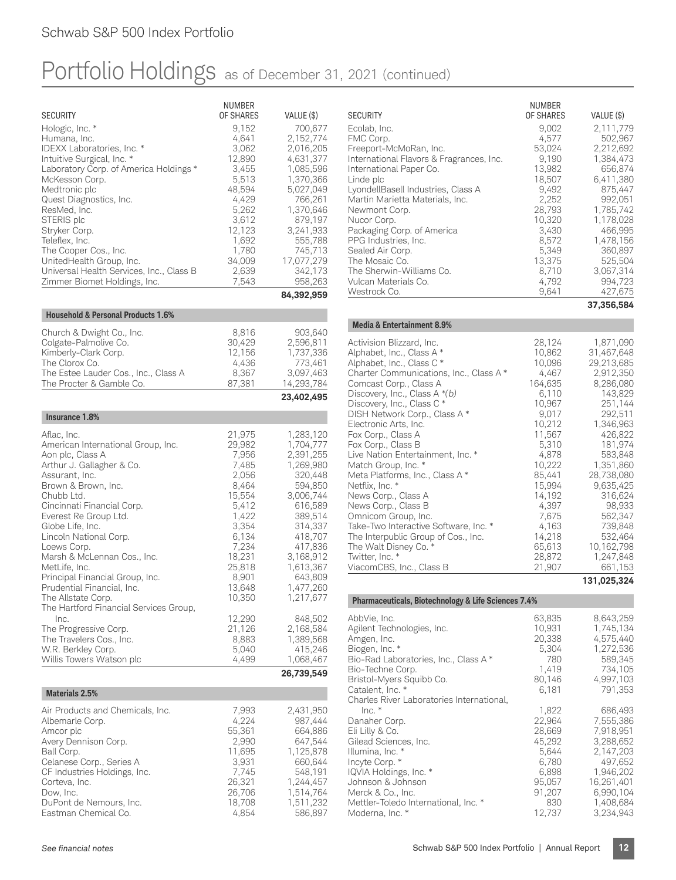# Portfolio Holdings as of December 31, 2021 (continued)

| SECURITY | NUMBER OF SHARES | VALUE ($) |
|---|---|---|
| Hologic, Inc. * | 9,152 | 700,677 |
| Humana, Inc. | 4,641 | 2,152,774 |
| IDEXX Laboratories, Inc. * | 3,062 | 2,016,205 |
| Intuitive Surgical, Inc. * | 12,890 | 4,631,377 |
| Laboratory Corp. of America Holdings * | 3,455 | 1,085,596 |
| McKesson Corp. | 5,513 | 1,370,366 |
| Medtronic plc | 48,594 | 5,027,049 |
| Quest Diagnostics, Inc. | 4,429 | 766,261 |
| ResMed, Inc. | 5,262 | 1,370,646 |
| STERIS plc | 3,612 | 879,197 |
| Stryker Corp. | 12,123 | 3,241,933 |
| Teleflex, Inc. | 1,692 | 555,788 |
| The Cooper Cos., Inc. | 1,780 | 745,713 |
| UnitedHealth Group, Inc. | 34,009 | 17,077,279 |
| Universal Health Services, Inc., Class B | 2,639 | 342,173 |
| Zimmer Biomet Holdings, Inc. | 7,543 | 958,263 |
| | | **84,392,959** |
| **Household & Personal Products 1.6%** | | |
| Church & Dwight Co., Inc. | 8,816 | 903,640 |
| Colgate-Palmolive Co. | 30,429 | 2,596,811 |
| Kimberly-Clark Corp. | 12,156 | 1,737,336 |
| The Clorox Co. | 4,436 | 773,461 |
| The Estee Lauder Cos., Inc., Class A | 8,367 | 3,097,463 |
| The Procter & Gamble Co. | 87,381 | 14,293,784 |
| | | **23,402,495** |
| **Insurance 1.8%** | | |
| Aflac, Inc. | 21,975 | 1,283,120 |
| American International Group, Inc. | 29,982 | 1,704,777 |
| Aon plc, Class A | 7,956 | 2,391,255 |
| Arthur J. Gallagher & Co. | 7,485 | 1,269,980 |
| Assurant, Inc. | 2,056 | 320,448 |
| Brown & Brown, Inc. | 8,464 | 594,850 |
| Chubb Ltd. | 15,554 | 3,006,744 |
| Cincinnati Financial Corp. | 5,412 | 616,589 |
| Everest Re Group Ltd. | 1,422 | 389,514 |
| Globe Life, Inc. | 3,354 | 314,337 |
| Lincoln National Corp. | 6,134 | 418,707 |
| Loews Corp. | 7,234 | 417,836 |
| Marsh & McLennan Cos., Inc. | 18,231 | 3,168,912 |
| MetLife, Inc. | 25,818 | 1,613,367 |
| Principal Financial Group, Inc. | 8,901 | 643,809 |
| Prudential Financial, Inc. | 13,648 | 1,477,260 |
| The Allstate Corp. | 10,350 | 1,217,677 |
| The Hartford Financial Services Group, Inc. | 12,290 | 848,502 |
| The Progressive Corp. | 21,126 | 2,168,584 |
| The Travelers Cos., Inc. | 8,883 | 1,389,568 |
| W.R. Berkley Corp. | 5,040 | 415,246 |
| Willis Towers Watson plc | 4,499 | 1,068,467 |
| | | **26,739,549** |
| **Materials 2.5%** | | |
| Air Products and Chemicals, Inc. | 7,993 | 2,431,950 |
| Albemarle Corp. | 4,224 | 987,444 |
| Amcor plc | 55,361 | 664,886 |
| Avery Dennison Corp. | 2,990 | 647,544 |
| Ball Corp. | 11,695 | 1,125,878 |
| Celanese Corp., Series A | 3,931 | 660,644 |
| CF Industries Holdings, Inc. | 7,745 | 548,191 |
| Corteva, Inc. | 26,321 | 1,244,457 |
| Dow, Inc. | 26,706 | 1,514,764 |
| DuPont de Nemours, Inc. | 18,708 | 1,511,232 |
| Eastman Chemical Co. | 4,854 | 586,897 |
| Ecolab, Inc. | 9,002 | 2,111,779 |
| FMC Corp. | 4,577 | 502,967 |
| Freeport-McMoRan, Inc. | 53,024 | 2,212,692 |
| International Flavors & Fragrances, Inc. | 9,190 | 1,384,473 |
| International Paper Co. | 13,982 | 656,874 |
| Linde plc | 18,507 | 6,411,380 |
| LyondellBasell Industries, Class A | 9,492 | 875,447 |
| Martin Marietta Materials, Inc. | 2,252 | 992,051 |
| Newmont Corp. | 28,793 | 1,785,742 |
| Nucor Corp. | 10,320 | 1,178,028 |
| Packaging Corp. of America | 3,430 | 466,995 |
| PPG Industries, Inc. | 8,572 | 1,478,156 |
| Sealed Air Corp. | 5,349 | 360,897 |
| The Mosaic Co. | 13,375 | 525,504 |
| The Sherwin-Williams Co. | 8,710 | 3,067,314 |
| Vulcan Materials Co. | 4,792 | 994,723 |
| Westrock Co. | 9,641 | 427,675 |
| | | **37,356,584** |
| **Media & Entertainment 8.9%** | | |
| Activision Blizzard, Inc. | 28,124 | 1,871,090 |
| Alphabet, Inc., Class A * | 10,862 | 31,467,648 |
| Alphabet, Inc., Class C * | 10,096 | 29,213,685 |
| Charter Communications, Inc., Class A * | 4,467 | 2,912,350 |
| Comcast Corp., Class A | 164,635 | 8,286,080 |
| Discovery, Inc., Class A *(b) | 6,110 | 143,829 |
| Discovery, Inc., Class C * | 10,967 | 251,144 |
| DISH Network Corp., Class A * | 9,017 | 292,511 |
| Electronic Arts, Inc. | 10,212 | 1,346,963 |
| Fox Corp., Class A | 11,567 | 426,822 |
| Fox Corp., Class B | 5,310 | 181,974 |
| Live Nation Entertainment, Inc. * | 4,878 | 583,848 |
| Match Group, Inc. * | 10,222 | 1,351,860 |
| Meta Platforms, Inc., Class A * | 85,441 | 28,738,080 |
| Netflix, Inc. * | 15,994 | 9,635,425 |
| News Corp., Class A | 14,192 | 316,624 |
| News Corp., Class B | 4,397 | 98,933 |
| Omnicom Group, Inc. | 7,675 | 562,347 |
| Take-Two Interactive Software, Inc. * | 4,163 | 739,848 |
| The Interpublic Group of Cos., Inc. | 14,218 | 532,464 |
| The Walt Disney Co. * | 65,613 | 10,162,798 |
| Twitter, Inc. * | 28,872 | 1,247,848 |
| ViacomCBS, Inc., Class B | 21,907 | 661,153 |
| | | **131,025,324** |
| **Pharmaceuticals, Biotechnology & Life Sciences 7.4%** | | |
| AbbVie, Inc. | 63,835 | 8,643,259 |
| Agilent Technologies, Inc. | 10,931 | 1,745,134 |
| Amgen, Inc. | 20,338 | 4,575,440 |
| Biogen, Inc. * | 5,304 | 1,272,536 |
| Bio-Rad Laboratories, Inc., Class A * | 780 | 589,345 |
| Bio-Techne Corp. | 1,419 | 734,105 |
| Bristol-Myers Squibb Co. | 80,146 | 4,997,103 |
| Catalent, Inc. * | 6,181 | 791,353 |
| Charles River Laboratories International, Inc. * | 1,822 | 686,493 |
| Danaher Corp. | 22,964 | 7,555,386 |
| Eli Lilly & Co. | 28,669 | 7,918,951 |
| Gilead Sciences, Inc. | 45,292 | 3,288,652 |
| Illumina, Inc. * | 5,644 | 2,147,203 |
| Incyte Corp. * | 6,780 | 497,652 |
| IQVIA Holdings, Inc. * | 6,898 | 1,946,202 |
| Johnson & Johnson | 95,057 | 16,261,401 |
| Merck & Co., Inc. | 91,207 | 6,990,104 |
| Mettler-Toledo International, Inc. * | 830 | 1,408,684 |
| Moderna, Inc. * | 12,737 | 3,234,943 |

*See financial notes*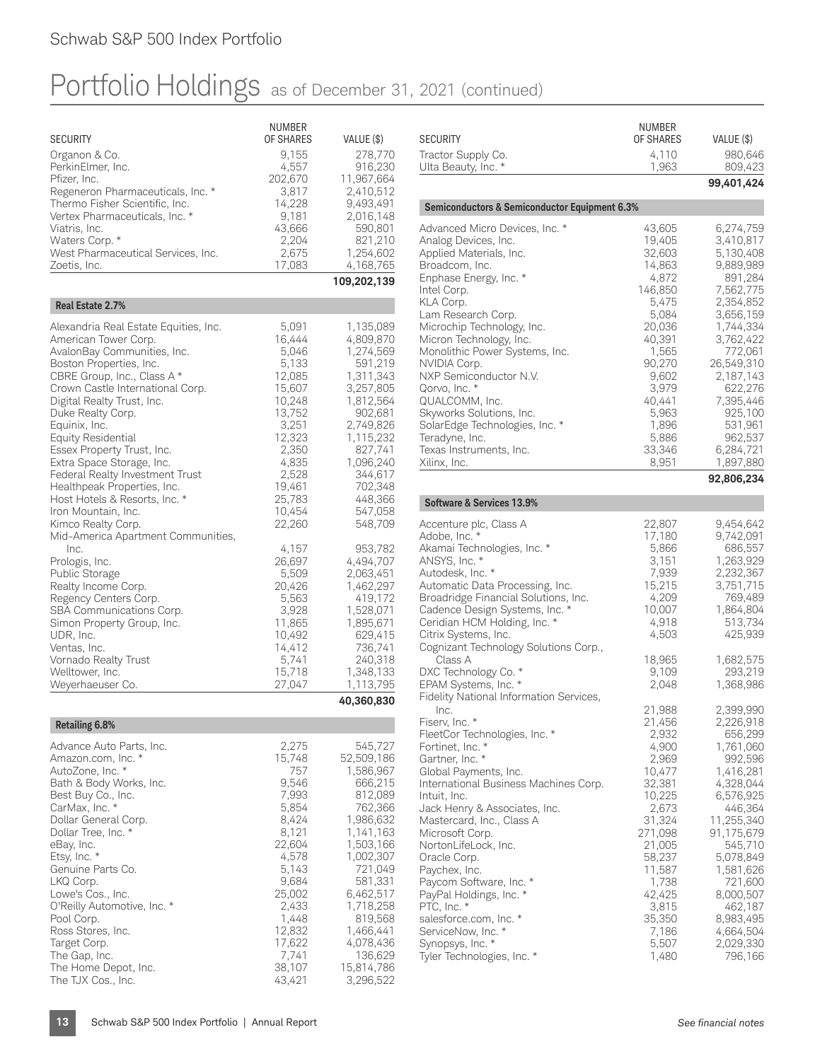# Portfolio Holdings as of December 31, 2021 (continued)

| SECURITY | NUMBER OF SHARES | VALUE ($) |
|---|---|---|
| Organon & Co. | 9,155 | 278,770 |
| PerkinElmer, Inc. | 4,557 | 916,230 |
| Pfizer, Inc. | 202,670 | 11,967,664 |
| Regeneron Pharmaceuticals, Inc. * | 3,817 | 2,410,512 |
| Thermo Fisher Scientific, Inc. | 14,228 | 9,493,491 |
| Vertex Pharmaceuticals, Inc. * | 9,181 | 2,016,148 |
| Viatris, Inc. | 43,666 | 590,801 |
| Waters Corp. * | 2,204 | 821,210 |
| West Pharmaceutical Services, Inc. | 2,675 | 1,254,602 |
| Zoetis, Inc. | 17,083 | 4,168,765 |
| | | **109,202,139** |
| **Real Estate 2.7%** | | |
| Alexandria Real Estate Equities, Inc. | 5,091 | 1,135,089 |
| American Tower Corp. | 16,444 | 4,809,870 |
| AvalonBay Communities, Inc. | 5,046 | 1,274,569 |
| Boston Properties, Inc. | 5,133 | 591,219 |
| CBRE Group, Inc., Class A * | 12,085 | 1,311,343 |
| Crown Castle International Corp. | 15,607 | 3,257,805 |
| Digital Realty Trust, Inc. | 10,248 | 1,812,564 |
| Duke Realty Corp. | 13,752 | 902,681 |
| Equinix, Inc. | 3,251 | 2,749,826 |
| Equity Residential | 12,323 | 1,115,232 |
| Essex Property Trust, Inc. | 2,350 | 827,741 |
| Extra Space Storage, Inc. | 4,835 | 1,096,240 |
| Federal Realty Investment Trust | 2,528 | 344,617 |
| Healthpeak Properties, Inc. | 19,461 | 702,348 |
| Host Hotels & Resorts, Inc. * | 25,783 | 448,366 |
| Iron Mountain, Inc. | 10,454 | 547,058 |
| Kimco Realty Corp. | 22,260 | 548,709 |
| Mid-America Apartment Communities, Inc. | 4,157 | 953,782 |
| Prologis, Inc. | 26,697 | 4,494,707 |
| Public Storage | 5,509 | 2,063,451 |
| Realty Income Corp. | 20,426 | 1,462,297 |
| Regency Centers Corp. | 5,563 | 419,172 |
| SBA Communications Corp. | 3,928 | 1,528,071 |
| Simon Property Group, Inc. | 11,865 | 1,895,671 |
| UDR, Inc. | 10,492 | 629,415 |
| Ventas, Inc. | 14,412 | 736,741 |
| Vornado Realty Trust | 5,741 | 240,318 |
| Welltower, Inc. | 15,718 | 1,348,133 |
| Weyerhaeuser Co. | 27,047 | 1,113,795 |
| | | **40,360,830** |
| **Retailing 6.8%** | | |
| Advance Auto Parts, Inc. | 2,275 | 545,727 |
| Amazon.com, Inc. * | 15,748 | 52,509,186 |
| AutoZone, Inc. * | 757 | 1,586,967 |
| Bath & Body Works, Inc. | 9,546 | 666,215 |
| Best Buy Co., Inc. | 7,993 | 812,089 |
| CarMax, Inc. * | 5,854 | 762,366 |
| Dollar General Corp. | 8,424 | 1,986,632 |
| Dollar Tree, Inc. * | 8,121 | 1,141,163 |
| eBay, Inc. | 22,604 | 1,503,166 |
| Etsy, Inc. * | 4,578 | 1,002,307 |
| Genuine Parts Co. | 5,143 | 721,049 |
| LKQ Corp. | 9,684 | 581,331 |
| Lowe's Cos., Inc. | 25,002 | 6,462,517 |
| O'Reilly Automotive, Inc. * | 2,433 | 1,718,258 |
| Pool Corp. | 1,448 | 819,568 |
| Ross Stores, Inc. | 12,832 | 1,466,441 |
| Target Corp. | 17,622 | 4,078,436 |
| The Gap, Inc. | 7,741 | 136,629 |
| The Home Depot, Inc. | 38,107 | 15,814,786 |
| The TJX Cos., Inc. | 43,421 | 3,296,522 |
| Tractor Supply Co. | 4,110 | 980,646 |
| Ulta Beauty, Inc. * | 1,963 | 809,423 |
| | | **99,401,424** |
| **Semiconductors & Semiconductor Equipment 6.3%** | | |
| Advanced Micro Devices, Inc. * | 43,605 | 6,274,759 |
| Analog Devices, Inc. | 19,405 | 3,410,817 |
| Applied Materials, Inc. | 32,603 | 5,130,408 |
| Broadcom, Inc. | 14,863 | 9,889,989 |
| Enphase Energy, Inc. * | 4,872 | 891,284 |
| Intel Corp. | 146,850 | 7,562,775 |
| KLA Corp. | 5,475 | 2,354,852 |
| Lam Research Corp. | 5,084 | 3,656,159 |
| Microchip Technology, Inc. | 20,036 | 1,744,334 |
| Micron Technology, Inc. | 40,391 | 3,762,422 |
| Monolithic Power Systems, Inc. | 1,565 | 772,061 |
| NVIDIA Corp. | 90,270 | 26,549,310 |
| NXP Semiconductor N.V. | 9,602 | 2,187,143 |
| Qorvo, Inc. * | 3,979 | 622,276 |
| QUALCOMM, Inc. | 40,441 | 7,395,446 |
| Skyworks Solutions, Inc. | 5,963 | 925,100 |
| SolarEdge Technologies, Inc. * | 1,896 | 531,961 |
| Teradyne, Inc. | 5,886 | 962,537 |
| Texas Instruments, Inc. | 33,346 | 6,284,721 |
| Xilinx, Inc. | 8,951 | 1,897,880 |
| | | **92,806,234** |
| **Software & Services 13.9%** | | |
| Accenture plc, Class A | 22,807 | 9,454,642 |
| Adobe, Inc. * | 17,180 | 9,742,091 |
| Akamai Technologies, Inc. * | 5,866 | 686,557 |
| ANSYS, Inc. * | 3,151 | 1,263,929 |
| Autodesk, Inc. * | 7,939 | 2,232,367 |
| Automatic Data Processing, Inc. | 15,215 | 3,751,715 |
| Broadridge Financial Solutions, Inc. | 4,209 | 769,489 |
| Cadence Design Systems, Inc. * | 10,007 | 1,864,804 |
| Ceridian HCM Holding, Inc. * | 4,918 | 513,734 |
| Citrix Systems, Inc. | 4,503 | 425,939 |
| Cognizant Technology Solutions Corp., Class A | 18,965 | 1,682,575 |
| DXC Technology Co. * | 9,109 | 293,219 |
| EPAM Systems, Inc. * | 2,048 | 1,368,986 |
| Fidelity National Information Services, Inc. | 21,988 | 2,399,990 |
| Fiserv, Inc. * | 21,456 | 2,226,918 |
| FleetCor Technologies, Inc. * | 2,932 | 656,299 |
| Fortinet, Inc. * | 4,900 | 1,761,060 |
| Gartner, Inc. * | 2,969 | 992,596 |
| Global Payments, Inc. | 10,477 | 1,416,281 |
| International Business Machines Corp. | 32,381 | 4,328,044 |
| Intuit, Inc. | 10,225 | 6,576,925 |
| Jack Henry & Associates, Inc. | 2,673 | 446,364 |
| Mastercard, Inc., Class A | 31,324 | 11,255,340 |
| Microsoft Corp. | 271,098 | 91,175,679 |
| NortonLifeLock, Inc. | 21,005 | 545,710 |
| Oracle Corp. | 58,237 | 5,078,849 |
| Paychex, Inc. | 11,587 | 1,581,626 |
| Paycom Software, Inc. * | 1,738 | 721,600 |
| PayPal Holdings, Inc. * | 42,425 | 8,000,507 |
| PTC, Inc. * | 3,815 | 462,187 |
| salesforce.com, Inc. * | 35,350 | 8,983,495 |
| ServiceNow, Inc. * | 7,186 | 4,664,504 |
| Synopsys, Inc. * | 5,507 | 2,029,330 |
| Tyler Technologies, Inc. * | 1,480 | 796,166 |

*See financial notes*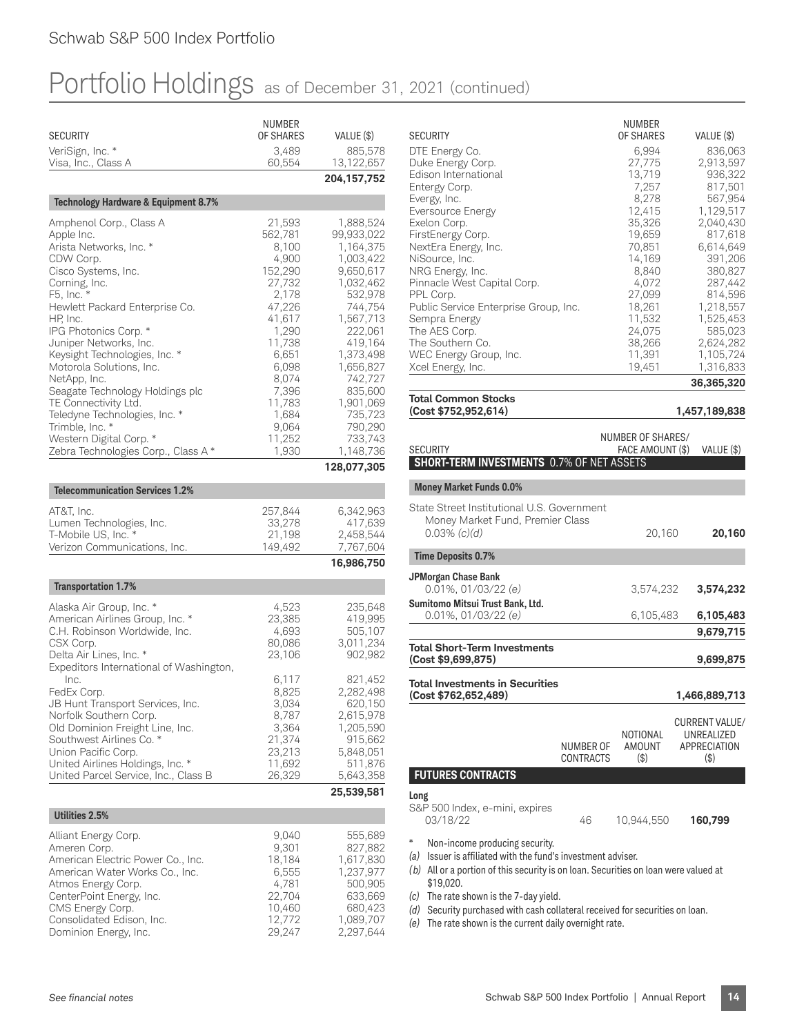## Portfolio Holdings as of December 31, 2021 (continued)

| SECURITY | NUMBER OF SHARES | VALUE ($) |
|---|---|---|
| VeriSign, Inc. * | 3,489 | 885,578 |
| Visa, Inc., Class A | 60,554 | 13,122,657 |
| | | **204,157,752** |
| **Technology Hardware & Equipment 8.7%** | | |
| Amphenol Corp., Class A | 21,593 | 1,888,524 |
| Apple Inc. | 562,781 | 99,933,022 |
| Arista Networks, Inc. * | 8,100 | 1,164,375 |
| CDW Corp. | 4,900 | 1,003,422 |
| Cisco Systems, Inc. | 152,290 | 9,650,617 |
| Corning, Inc. | 27,732 | 1,032,462 |
| F5, Inc. * | 2,178 | 532,978 |
| Hewlett Packard Enterprise Co. | 47,226 | 744,754 |
| HP, Inc. | 41,617 | 1,567,713 |
| IPG Photonics Corp. * | 1,290 | 222,061 |
| Juniper Networks, Inc. | 11,738 | 419,164 |
| Keysight Technologies, Inc. * | 6,651 | 1,373,498 |
| Motorola Solutions, Inc. | 6,098 | 1,656,827 |
| NetApp, Inc. | 8,074 | 742,727 |
| Seagate Technology Holdings plc | 7,396 | 835,600 |
| TE Connectivity Ltd. | 11,783 | 1,901,069 |
| Teledyne Technologies, Inc. * | 1,684 | 735,723 |
| Trimble, Inc. * | 9,064 | 790,290 |
| Western Digital Corp. * | 11,252 | 733,743 |
| Zebra Technologies Corp., Class A * | 1,930 | 1,148,736 |
| | | **128,077,305** |
| **Telecommunication Services 1.2%** | | |
| AT&T, Inc. | 257,844 | 6,342,963 |
| Lumen Technologies, Inc. | 33,278 | 417,639 |
| T-Mobile US, Inc. * | 21,198 | 2,458,544 |
| Verizon Communications, Inc. | 149,492 | 7,767,604 |
| | | **16,986,750** |
| **Transportation 1.7%** | | |
| Alaska Air Group, Inc. * | 4,523 | 235,648 |
| American Airlines Group, Inc. * | 23,385 | 419,995 |
| C.H. Robinson Worldwide, Inc. | 4,693 | 505,107 |
| CSX Corp. | 80,086 | 3,011,234 |
| Delta Air Lines, Inc. * | 23,106 | 902,982 |
| Expeditors International of Washington, Inc. | 6,117 | 821,452 |
| FedEx Corp. | 8,825 | 2,282,498 |
| JB Hunt Transport Services, Inc. | 3,034 | 620,150 |
| Norfolk Southern Corp. | 8,787 | 2,615,978 |
| Old Dominion Freight Line, Inc. | 3,364 | 1,205,590 |
| Southwest Airlines Co. * | 21,374 | 915,662 |
| Union Pacific Corp. | 23,213 | 5,848,051 |
| United Airlines Holdings, Inc. * | 11,692 | 511,876 |
| United Parcel Service, Inc., Class B | 26,329 | 5,643,358 |
| | | **25,539,581** |
| **Utilities 2.5%** | | |
| Alliant Energy Corp. | 9,040 | 555,689 |
| Ameren Corp. | 9,301 | 827,882 |
| American Electric Power Co., Inc. | 18,184 | 1,617,830 |
| American Water Works Co., Inc. | 6,555 | 1,237,977 |
| Atmos Energy Corp. | 4,781 | 500,905 |
| CenterPoint Energy, Inc. | 22,704 | 633,669 |
| CMS Energy Corp. | 10,460 | 680,423 |
| Consolidated Edison, Inc. | 12,772 | 1,089,707 |
| Dominion Energy, Inc. | 29,247 | 2,297,644 |
| DTE Energy Co. | 6,994 | 836,063 |
| Duke Energy Corp. | 27,775 | 2,913,597 |
| Edison International | 13,719 | 936,322 |
| Entergy Corp. | 7,257 | 817,501 |
| Evergy, Inc. | 8,278 | 567,954 |
| Eversource Energy | 12,415 | 1,129,517 |
| Exelon Corp. | 35,326 | 2,040,430 |
| FirstEnergy Corp. | 19,659 | 817,618 |
| NextEra Energy, Inc. | 70,851 | 6,614,649 |
| NiSource, Inc. | 14,169 | 391,206 |
| NRG Energy, Inc. | 8,840 | 380,827 |
| Pinnacle West Capital Corp. | 4,072 | 287,442 |
| PPL Corp. | 27,099 | 814,596 |
| Public Service Enterprise Group, Inc. | 18,261 | 1,218,557 |
| Sempra Energy | 11,532 | 1,525,453 |
| The AES Corp. | 24,075 | 585,023 |
| The Southern Co. | 38,266 | 2,624,282 |
| WEC Energy Group, Inc. | 11,391 | 1,105,724 |
| Xcel Energy, Inc. | 19,451 | 1,316,833 |
| | | **36,365,320** |
| **Total Common Stocks (Cost $752,952,614)** | | **1,457,189,838** |

| SECURITY | NUMBER OF SHARES/ FACE AMOUNT ($) | VALUE ($) |
|---|---|---|
| **SHORT-TERM INVESTMENTS 0.7% OF NET ASSETS** | | |
| **Money Market Funds 0.0%** | | |
| State Street Institutional U.S. Government Money Market Fund, Premier Class 0.03% *(c)(d)* | 20,160 | **20,160** |
| **Time Deposits 0.7%** | | |
| **JPMorgan Chase Bank** 0.01%, 01/03/22 *(e)* | 3,574,232 | **3,574,232** |
| **Sumitomo Mitsui Trust Bank, Ltd.** 0.01%, 01/03/22 *(e)* | 6,105,483 | **6,105,483** |
| | | **9,679,715** |
| **Total Short-Term Investments (Cost $9,699,875)** | | **9,699,875** |
| **Total Investments in Securities (Cost $762,652,489)** | | **1,466,889,713** |

| FUTURES CONTRACTS | NUMBER OF CONTRACTS | NOTIONAL AMOUNT ($) | CURRENT VALUE/ UNREALIZED APPRECIATION ($) |
|---|---|---|---|
| **Long** | | | |
| S&P 500 Index, e-mini, expires 03/18/22 | 46 | 10,944,550 | **160,799** |

\* Non-income producing security.

*(a)* Issuer is affiliated with the fund's investment adviser.

*(b)* All or a portion of this security is on loan. Securities on loan were valued at $19,020.

*(c)* The rate shown is the 7-day yield.

*(d)* Security purchased with cash collateral received for securities on loan.

*(e)* The rate shown is the current daily overnight rate.

*See financial notes*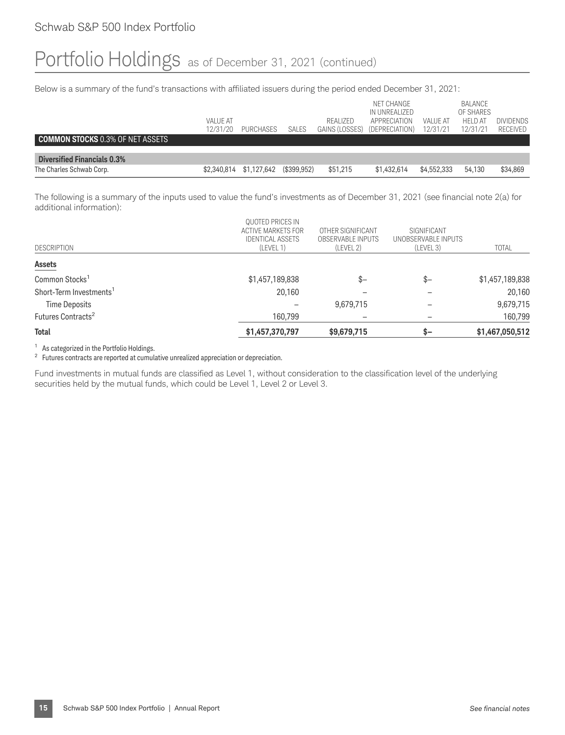# Portfolio Holdings as of December 31, 2021 (continued)

Below is a summary of the fund's transactions with affiliated issuers during the period ended December 31, 2021:

| | VALUE AT 12/31/20 | PURCHASES | SALES | REALIZED GAINS (LOSSES) | NET CHANGE IN UNREALIZED APPRECIATION (DEPRECIATION) | VALUE AT 12/31/21 | BALANCE OF SHARES HELD AT 12/31/21 | DIVIDENDS RECEIVED |
|---|---|---|---|---|---|---|---|---|
| **COMMON STOCKS** 0.3% OF NET ASSETS | | | | | | | | |
| **Diversified Financials 0.3%** | | | | | | | | |
| The Charles Schwab Corp. | $2,340,814 | $1,127,642 | ($399,952) | $51,215 | $1,432,614 | $4,552,333 | 54,130 | $34,869 |

The following is a summary of the inputs used to value the fund's investments as of December 31, 2021 (see financial note 2(a) for additional information):

| DESCRIPTION | QUOTED PRICES IN ACTIVE MARKETS FOR IDENTICAL ASSETS (LEVEL 1) | OTHER SIGNIFICANT OBSERVABLE INPUTS (LEVEL 2) | SIGNIFICANT UNOBSERVABLE INPUTS (LEVEL 3) | TOTAL |
|---|---|---|---|---|
| **Assets** | | | | |
| Common Stocks[1] | $1,457,189,838 | $— | $— | $1,457,189,838 |
| Short-Term Investments[1] | 20,160 | — | — | 20,160 |
| Time Deposits | — | 9,679,715 | — | 9,679,715 |
| Futures Contracts[2] | 160,799 | — | — | 160,799 |
| **Total** | **$1,457,370,797** | **$9,679,715** | **$—** | **$1,467,050,512** |

[1] As categorized in the Portfolio Holdings.

[2] Futures contracts are reported at cumulative unrealized appreciation or depreciation.

Fund investments in mutual funds are classified as Level 1, without consideration to the classification level of the underlying securities held by the mutual funds, which could be Level 1, Level 2 or Level 3.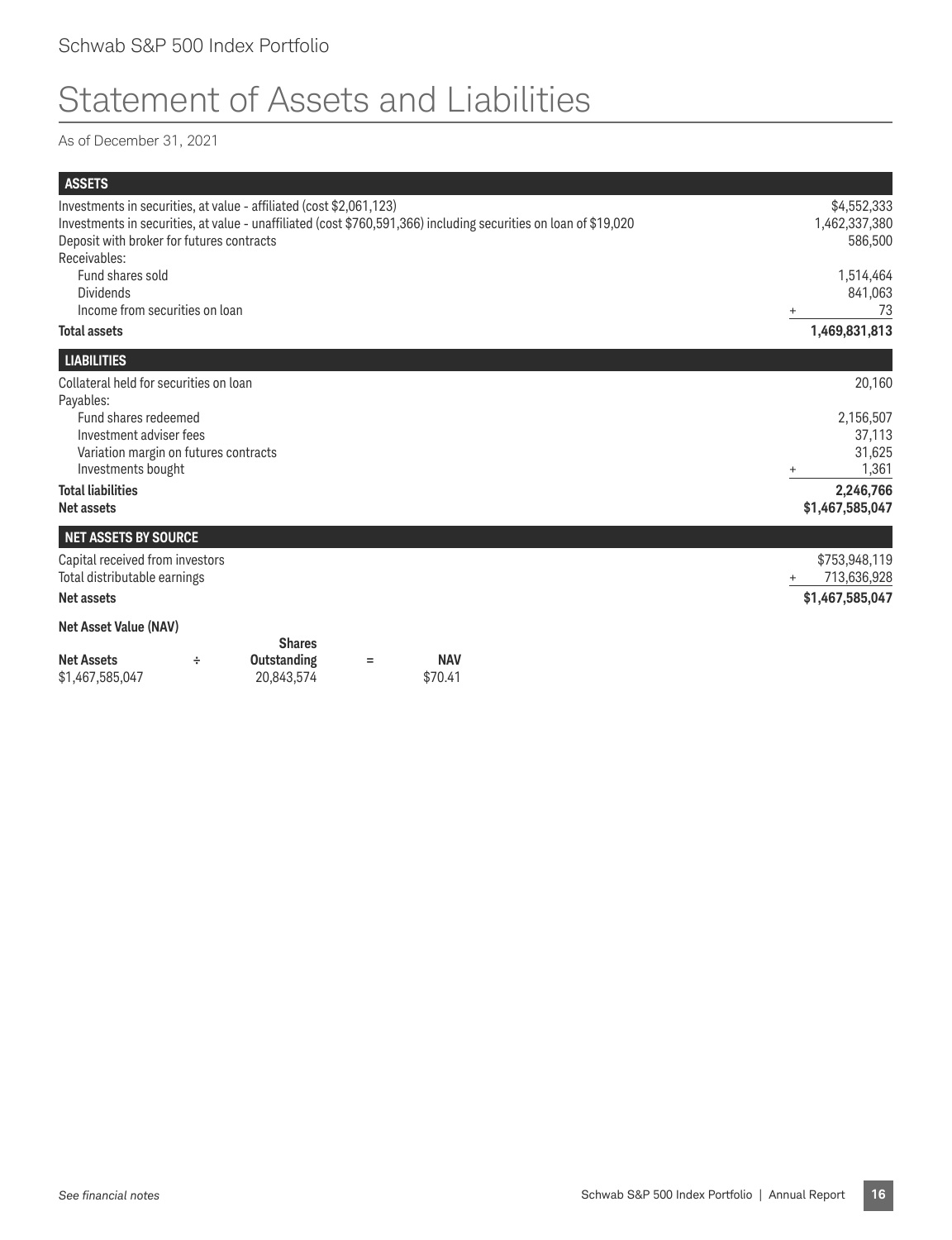Schwab S&P 500 Index Portfolio

# Statement of Assets and Liabilities

As of December 31, 2021

| ASSETS | |
|---|---|
| Investments in securities, at value - affiliated (cost $2,061,123) | $4,552,333 |
| Investments in securities, at value - unaffiliated (cost $760,591,366) including securities on loan of $19,020 | 1,462,337,380 |
| Deposit with broker for futures contracts | 586,500 |
| Receivables: | |
| Fund shares sold | 1,514,464 |
| Dividends | 841,063 |
| Income from securities on loan | + 73 |
| **Total assets** | **1,469,831,813** |

| LIABILITIES | |
|---|---|
| Collateral held for securities on loan | 20,160 |
| Payables: | |
| Fund shares redeemed | 2,156,507 |
| Investment adviser fees | 37,113 |
| Variation margin on futures contracts | 31,625 |
| Investments bought | + 1,361 |
| **Total liabilities** | **2,246,766** |
| **Net assets** | **$1,467,585,047** |

| NET ASSETS BY SOURCE | |
|---|---|
| Capital received from investors | $753,948,119 |
| Total distributable earnings | + 713,636,928 |
| **Net assets** | **$1,467,585,047** |

**Net Asset Value (NAV)**

| Net Assets | ÷ | Shares Outstanding | = | NAV |
|---|---|---|---|---|
| $1,467,585,047 | | 20,843,574 | | $70.41 |

*See financial notes*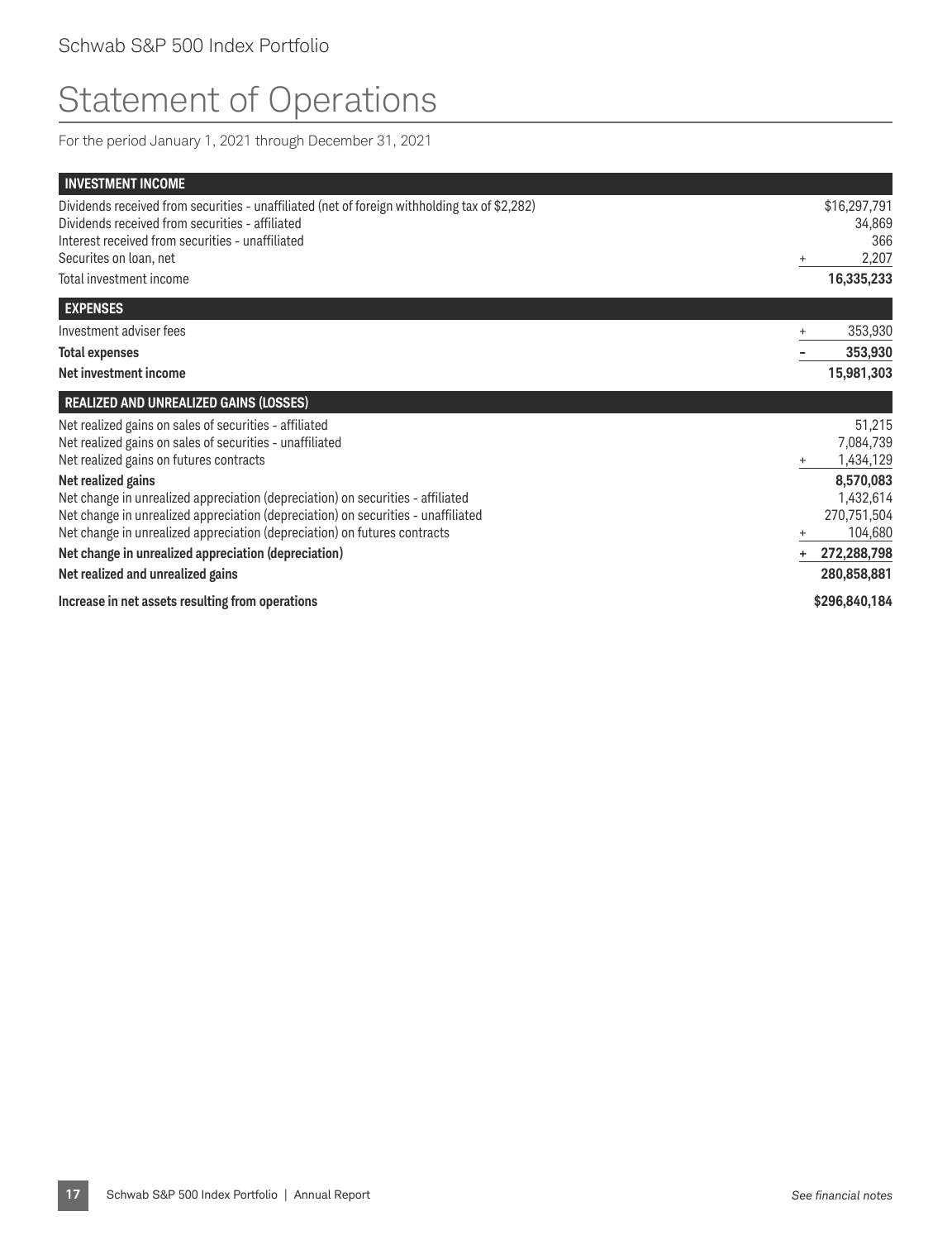Schwab S&P 500 Index Portfolio

# Statement of Operations

For the period January 1, 2021 through December 31, 2021

| INVESTMENT INCOME | | |
|---|---|---|
| Dividends received from securities - unaffiliated (net of foreign withholding tax of $2,282) | | $16,297,791 |
| Dividends received from securities - affiliated | | 34,869 |
| Interest received from securities - unaffiliated | | 366 |
| Securites on loan, net | + | 2,207 |
| Total investment income | | **16,335,233** |
| **EXPENSES** | | |
| Investment adviser fees | + | 353,930 |
| **Total expenses** | – | **353,930** |
| **Net investment income** | | **15,981,303** |
| **REALIZED AND UNREALIZED GAINS (LOSSES)** | | |
| Net realized gains on sales of securities - affiliated | | 51,215 |
| Net realized gains on sales of securities - unaffiliated | | 7,084,739 |
| Net realized gains on futures contracts | + | 1,434,129 |
| **Net realized gains** | | **8,570,083** |
| Net change in unrealized appreciation (depreciation) on securities - affiliated | | 1,432,614 |
| Net change in unrealized appreciation (depreciation) on securities - unaffiliated | | 270,751,504 |
| Net change in unrealized appreciation (depreciation) on futures contracts | + | 104,680 |
| **Net change in unrealized appreciation (depreciation)** | **+** | **272,288,798** |
| **Net realized and unrealized gains** | | **280,858,881** |
| **Increase in net assets resulting from operations** | | **$296,840,184** |

*See financial notes*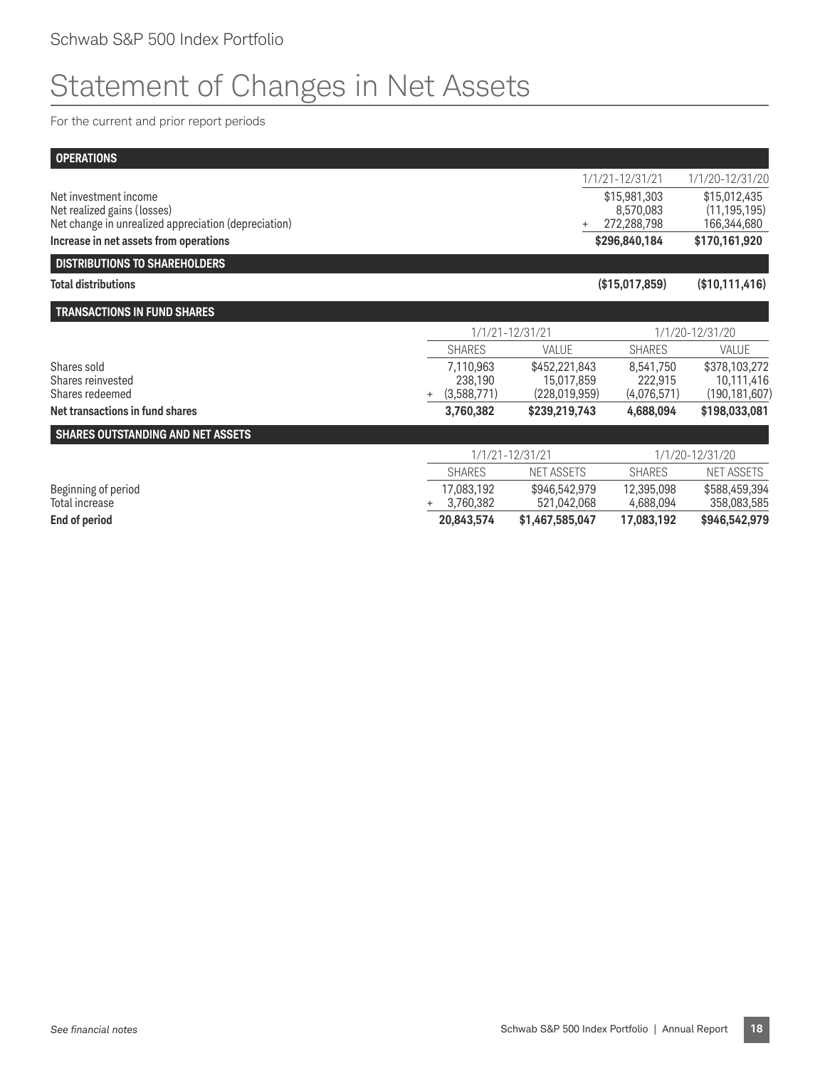Schwab S&P 500 Index Portfolio

# Statement of Changes in Net Assets

For the current and prior report periods

## OPERATIONS

| | 1/1/21-12/31/21 | 1/1/20-12/31/20 |
|---|---|---|
| Net investment income | $15,981,303 | $15,012,435 |
| Net realized gains (losses) | 8,570,083 | (11,195,195) |
| Net change in unrealized appreciation (depreciation) | + 272,288,798 | 166,344,680 |
| **Increase in net assets from operations** | **$296,840,184** | **$170,161,920** |

## DISTRIBUTIONS TO SHAREHOLDERS

| | 1/1/21-12/31/21 | 1/1/20-12/31/20 |
|---|---|---|
| **Total distributions** | **($15,017,859)** | **($10,111,416)** |

## TRANSACTIONS IN FUND SHARES

| | 1/1/21-12/31/21 | | 1/1/20-12/31/20 | |
|---|---|---|---|---|
| | SHARES | VALUE | SHARES | VALUE |
| Shares sold | 7,110,963 | $452,221,843 | 8,541,750 | $378,103,272 |
| Shares reinvested | 238,190 | 15,017,859 | 222,915 | 10,111,416 |
| Shares redeemed | + (3,588,771) | (228,019,959) | (4,076,571) | (190,181,607) |
| **Net transactions in fund shares** | **3,760,382** | **$239,219,743** | **4,688,094** | **$198,033,081** |

## SHARES OUTSTANDING AND NET ASSETS

| | 1/1/21-12/31/21 | | 1/1/20-12/31/20 | |
|---|---|---|---|---|
| | SHARES | NET ASSETS | SHARES | NET ASSETS |
| Beginning of period | 17,083,192 | $946,542,979 | 12,395,098 | $588,459,394 |
| Total increase | + 3,760,382 | 521,042,068 | 4,688,094 | 358,083,585 |
| **End of period** | **20,843,574** | **$1,467,585,047** | **17,083,192** | **$946,542,979** |

*See financial notes*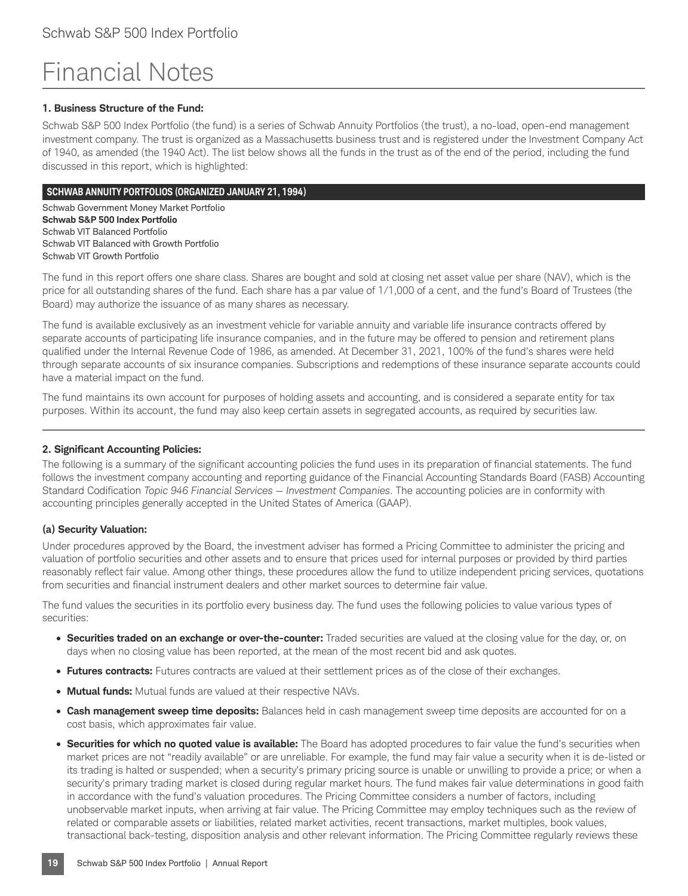# Financial Notes

### 1. Business Structure of the Fund:

Schwab S&P 500 Index Portfolio (the fund) is a series of Schwab Annuity Portfolios (the trust), a no-load, open-end management investment company. The trust is organized as a Massachusetts business trust and is registered under the Investment Company Act of 1940, as amended (the 1940 Act). The list below shows all the funds in the trust as of the end of the period, including the fund discussed in this report, which is highlighted:

| SCHWAB ANNUITY PORTFOLIOS (ORGANIZED JANUARY 21, 1994) |
|---|
| Schwab Government Money Market Portfolio |
| **Schwab S&P 500 Index Portfolio** |
| Schwab VIT Balanced Portfolio |
| Schwab VIT Balanced with Growth Portfolio |
| Schwab VIT Growth Portfolio |

The fund in this report offers one share class. Shares are bought and sold at closing net asset value per share (NAV), which is the price for all outstanding shares of the fund. Each share has a par value of 1/1,000 of a cent, and the fund's Board of Trustees (the Board) may authorize the issuance of as many shares as necessary.

The fund is available exclusively as an investment vehicle for variable annuity and variable life insurance contracts offered by separate accounts of participating life insurance companies, and in the future may be offered to pension and retirement plans qualified under the Internal Revenue Code of 1986, as amended. At December 31, 2021, 100% of the fund's shares were held through separate accounts of six insurance companies. Subscriptions and redemptions of these insurance separate accounts could have a material impact on the fund.

The fund maintains its own account for purposes of holding assets and accounting, and is considered a separate entity for tax purposes. Within its account, the fund may also keep certain assets in segregated accounts, as required by securities law.

### 2. Significant Accounting Policies:

The following is a summary of the significant accounting policies the fund uses in its preparation of financial statements. The fund follows the investment company accounting and reporting guidance of the Financial Accounting Standards Board (FASB) Accounting Standard Codification *Topic 946 Financial Services — Investment Companies*. The accounting policies are in conformity with accounting principles generally accepted in the United States of America (GAAP).

#### (a) Security Valuation:

Under procedures approved by the Board, the investment adviser has formed a Pricing Committee to administer the pricing and valuation of portfolio securities and other assets and to ensure that prices used for internal purposes or provided by third parties reasonably reflect fair value. Among other things, these procedures allow the fund to utilize independent pricing services, quotations from securities and financial instrument dealers and other market sources to determine fair value.

The fund values the securities in its portfolio every business day. The fund uses the following policies to value various types of securities:

- **Securities traded on an exchange or over-the-counter:** Traded securities are valued at the closing value for the day, or, on days when no closing value has been reported, at the mean of the most recent bid and ask quotes.
- **Futures contracts:** Futures contracts are valued at their settlement prices as of the close of their exchanges.
- **Mutual funds:** Mutual funds are valued at their respective NAVs.
- **Cash management sweep time deposits:** Balances held in cash management sweep time deposits are accounted for on a cost basis, which approximates fair value.
- **Securities for which no quoted value is available:** The Board has adopted procedures to fair value the fund's securities when market prices are not "readily available" or are unreliable. For example, the fund may fair value a security when it is de-listed or its trading is halted or suspended; when a security's primary pricing source is unable or unwilling to provide a price; or when a security's primary trading market is closed during regular market hours. The fund makes fair value determinations in good faith in accordance with the fund's valuation procedures. The Pricing Committee considers a number of factors, including unobservable market inputs, when arriving at fair value. The Pricing Committee may employ techniques such as the review of related or comparable assets or liabilities, related market activities, recent transactions, market multiples, book values, transactional back-testing, disposition analysis and other relevant information. The Pricing Committee regularly reviews these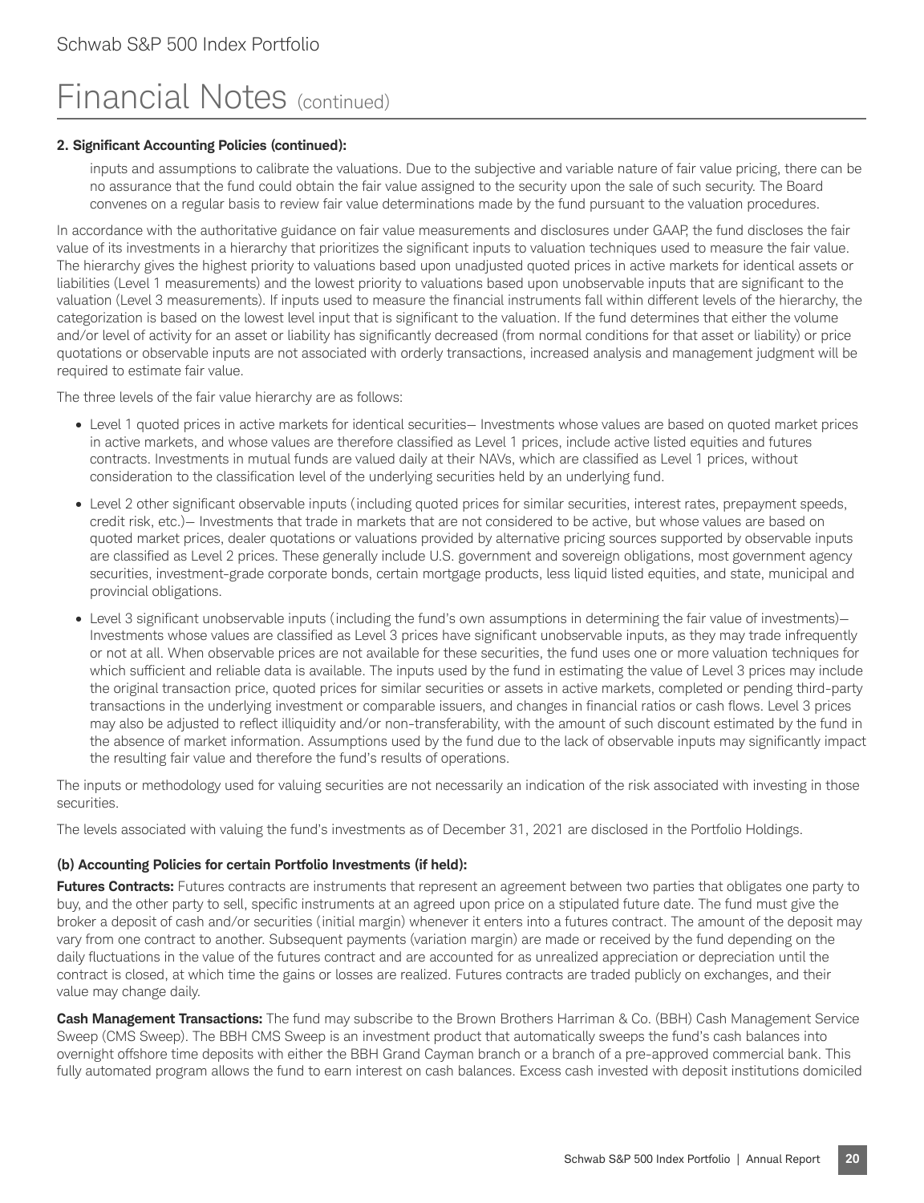# Financial Notes (continued)

**2. Significant Accounting Policies (continued):**

inputs and assumptions to calibrate the valuations. Due to the subjective and variable nature of fair value pricing, there can be no assurance that the fund could obtain the fair value assigned to the security upon the sale of such security. The Board convenes on a regular basis to review fair value determinations made by the fund pursuant to the valuation procedures.

In accordance with the authoritative guidance on fair value measurements and disclosures under GAAP, the fund discloses the fair value of its investments in a hierarchy that prioritizes the significant inputs to valuation techniques used to measure the fair value. The hierarchy gives the highest priority to valuations based upon unadjusted quoted prices in active markets for identical assets or liabilities (Level 1 measurements) and the lowest priority to valuations based upon unobservable inputs that are significant to the valuation (Level 3 measurements). If inputs used to measure the financial instruments fall within different levels of the hierarchy, the categorization is based on the lowest level input that is significant to the valuation. If the fund determines that either the volume and/or level of activity for an asset or liability has significantly decreased (from normal conditions for that asset or liability) or price quotations or observable inputs are not associated with orderly transactions, increased analysis and management judgment will be required to estimate fair value.

The three levels of the fair value hierarchy are as follows:

- Level 1 quoted prices in active markets for identical securities— Investments whose values are based on quoted market prices in active markets, and whose values are therefore classified as Level 1 prices, include active listed equities and futures contracts. Investments in mutual funds are valued daily at their NAVs, which are classified as Level 1 prices, without consideration to the classification level of the underlying securities held by an underlying fund.
- Level 2 other significant observable inputs (including quoted prices for similar securities, interest rates, prepayment speeds, credit risk, etc.)— Investments that trade in markets that are not considered to be active, but whose values are based on quoted market prices, dealer quotations or valuations provided by alternative pricing sources supported by observable inputs are classified as Level 2 prices. These generally include U.S. government and sovereign obligations, most government agency securities, investment-grade corporate bonds, certain mortgage products, less liquid listed equities, and state, municipal and provincial obligations.
- Level 3 significant unobservable inputs (including the fund's own assumptions in determining the fair value of investments)— Investments whose values are classified as Level 3 prices have significant unobservable inputs, as they may trade infrequently or not at all. When observable prices are not available for these securities, the fund uses one or more valuation techniques for which sufficient and reliable data is available. The inputs used by the fund in estimating the value of Level 3 prices may include the original transaction price, quoted prices for similar securities or assets in active markets, completed or pending third-party transactions in the underlying investment or comparable issuers, and changes in financial ratios or cash flows. Level 3 prices may also be adjusted to reflect illiquidity and/or non-transferability, with the amount of such discount estimated by the fund in the absence of market information. Assumptions used by the fund due to the lack of observable inputs may significantly impact the resulting fair value and therefore the fund's results of operations.

The inputs or methodology used for valuing securities are not necessarily an indication of the risk associated with investing in those securities.

The levels associated with valuing the fund's investments as of December 31, 2021 are disclosed in the Portfolio Holdings.

**(b) Accounting Policies for certain Portfolio Investments (if held):**

**Futures Contracts:** Futures contracts are instruments that represent an agreement between two parties that obligates one party to buy, and the other party to sell, specific instruments at an agreed upon price on a stipulated future date. The fund must give the broker a deposit of cash and/or securities (initial margin) whenever it enters into a futures contract. The amount of the deposit may vary from one contract to another. Subsequent payments (variation margin) are made or received by the fund depending on the daily fluctuations in the value of the futures contract and are accounted for as unrealized appreciation or depreciation until the contract is closed, at which time the gains or losses are realized. Futures contracts are traded publicly on exchanges, and their value may change daily.

**Cash Management Transactions:** The fund may subscribe to the Brown Brothers Harriman & Co. (BBH) Cash Management Service Sweep (CMS Sweep). The BBH CMS Sweep is an investment product that automatically sweeps the fund's cash balances into overnight offshore time deposits with either the BBH Grand Cayman branch or a branch of a pre-approved commercial bank. This fully automated program allows the fund to earn interest on cash balances. Excess cash invested with deposit institutions domiciled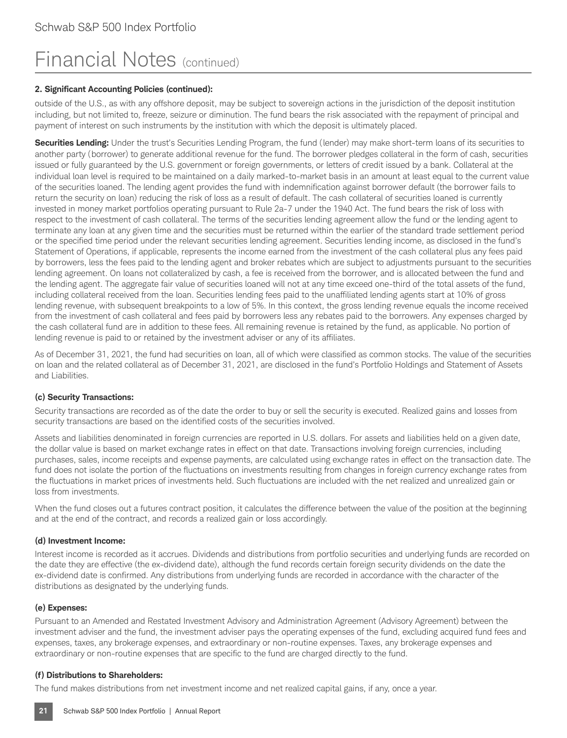# Financial Notes (continued)

**2. Significant Accounting Policies (continued):**

outside of the U.S., as with any offshore deposit, may be subject to sovereign actions in the jurisdiction of the deposit institution including, but not limited to, freeze, seizure or diminution. The fund bears the risk associated with the repayment of principal and payment of interest on such instruments by the institution with which the deposit is ultimately placed.

**Securities Lending:** Under the trust's Securities Lending Program, the fund (lender) may make short-term loans of its securities to another party (borrower) to generate additional revenue for the fund. The borrower pledges collateral in the form of cash, securities issued or fully guaranteed by the U.S. government or foreign governments, or letters of credit issued by a bank. Collateral at the individual loan level is required to be maintained on a daily marked-to-market basis in an amount at least equal to the current value of the securities loaned. The lending agent provides the fund with indemnification against borrower default (the borrower fails to return the security on loan) reducing the risk of loss as a result of default. The cash collateral of securities loaned is currently invested in money market portfolios operating pursuant to Rule 2a-7 under the 1940 Act. The fund bears the risk of loss with respect to the investment of cash collateral. The terms of the securities lending agreement allow the fund or the lending agent to terminate any loan at any given time and the securities must be returned within the earlier of the standard trade settlement period or the specified time period under the relevant securities lending agreement. Securities lending income, as disclosed in the fund's Statement of Operations, if applicable, represents the income earned from the investment of the cash collateral plus any fees paid by borrowers, less the fees paid to the lending agent and broker rebates which are subject to adjustments pursuant to the securities lending agreement. On loans not collateralized by cash, a fee is received from the borrower, and is allocated between the fund and the lending agent. The aggregate fair value of securities loaned will not at any time exceed one-third of the total assets of the fund, including collateral received from the loan. Securities lending fees paid to the unaffiliated lending agents start at 10% of gross lending revenue, with subsequent breakpoints to a low of 5%. In this context, the gross lending revenue equals the income received from the investment of cash collateral and fees paid by borrowers less any rebates paid to the borrowers. Any expenses charged by the cash collateral fund are in addition to these fees. All remaining revenue is retained by the fund, as applicable. No portion of lending revenue is paid to or retained by the investment adviser or any of its affiliates.

As of December 31, 2021, the fund had securities on loan, all of which were classified as common stocks. The value of the securities on loan and the related collateral as of December 31, 2021, are disclosed in the fund's Portfolio Holdings and Statement of Assets and Liabilities.

### (c) Security Transactions:

Security transactions are recorded as of the date the order to buy or sell the security is executed. Realized gains and losses from security transactions are based on the identified costs of the securities involved.

Assets and liabilities denominated in foreign currencies are reported in U.S. dollars. For assets and liabilities held on a given date, the dollar value is based on market exchange rates in effect on that date. Transactions involving foreign currencies, including purchases, sales, income receipts and expense payments, are calculated using exchange rates in effect on the transaction date. The fund does not isolate the portion of the fluctuations on investments resulting from changes in foreign currency exchange rates from the fluctuations in market prices of investments held. Such fluctuations are included with the net realized and unrealized gain or loss from investments.

When the fund closes out a futures contract position, it calculates the difference between the value of the position at the beginning and at the end of the contract, and records a realized gain or loss accordingly.

### (d) Investment Income:

Interest income is recorded as it accrues. Dividends and distributions from portfolio securities and underlying funds are recorded on the date they are effective (the ex-dividend date), although the fund records certain foreign security dividends on the date the ex-dividend date is confirmed. Any distributions from underlying funds are recorded in accordance with the character of the distributions as designated by the underlying funds.

### (e) Expenses:

Pursuant to an Amended and Restated Investment Advisory and Administration Agreement (Advisory Agreement) between the investment adviser and the fund, the investment adviser pays the operating expenses of the fund, excluding acquired fund fees and expenses, taxes, any brokerage expenses, and extraordinary or non-routine expenses. Taxes, any brokerage expenses and extraordinary or non-routine expenses that are specific to the fund are charged directly to the fund.

### (f) Distributions to Shareholders:

The fund makes distributions from net investment income and net realized capital gains, if any, once a year.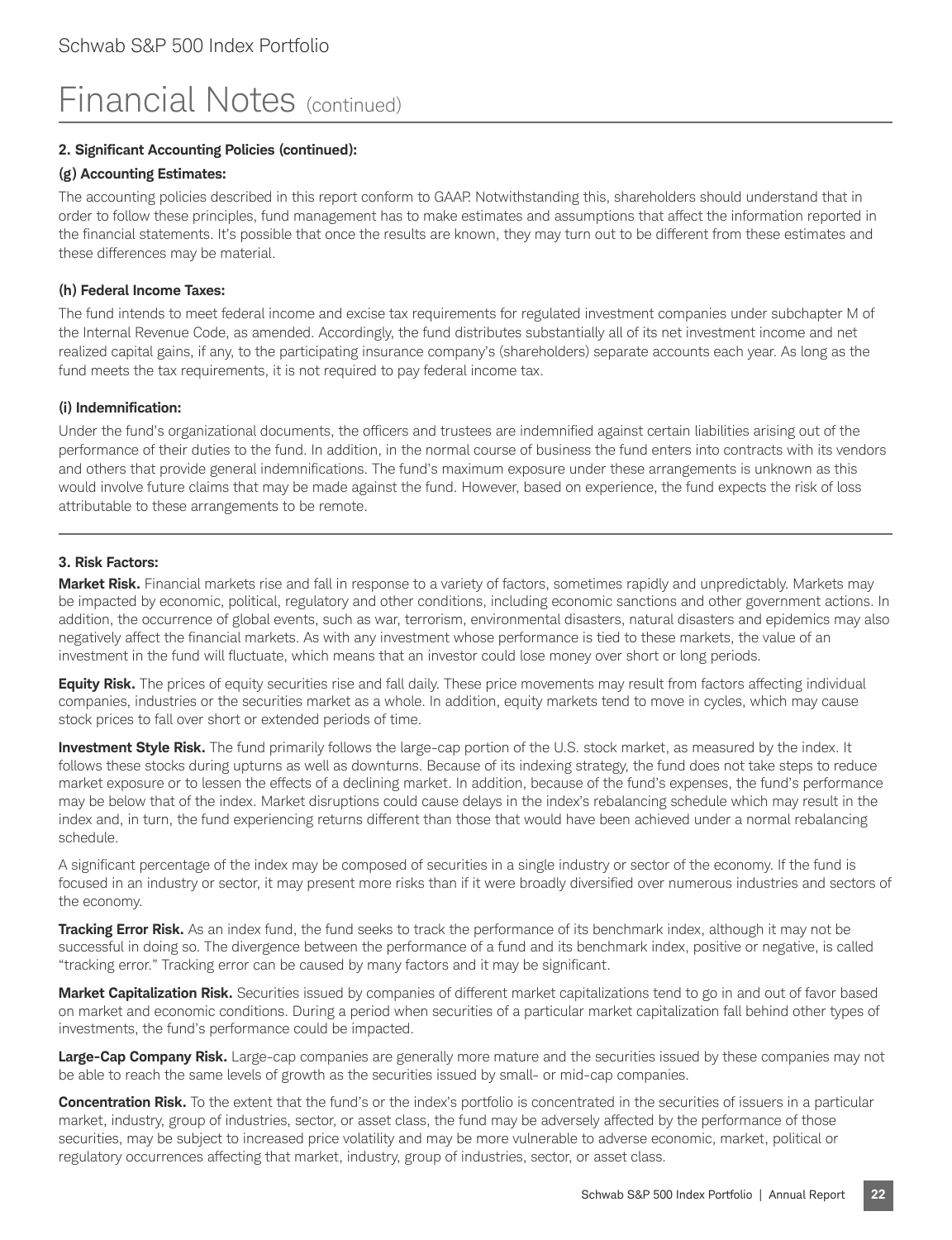# Financial Notes (continued)

**2. Significant Accounting Policies (continued):**

**(g) Accounting Estimates:**

The accounting policies described in this report conform to GAAP. Notwithstanding this, shareholders should understand that in order to follow these principles, fund management has to make estimates and assumptions that affect the information reported in the financial statements. It's possible that once the results are known, they may turn out to be different from these estimates and these differences may be material.

**(h) Federal Income Taxes:**

The fund intends to meet federal income and excise tax requirements for regulated investment companies under subchapter M of the Internal Revenue Code, as amended. Accordingly, the fund distributes substantially all of its net investment income and net realized capital gains, if any, to the participating insurance company's (shareholders) separate accounts each year. As long as the fund meets the tax requirements, it is not required to pay federal income tax.

**(i) Indemnification:**

Under the fund's organizational documents, the officers and trustees are indemnified against certain liabilities arising out of the performance of their duties to the fund. In addition, in the normal course of business the fund enters into contracts with its vendors and others that provide general indemnifications. The fund's maximum exposure under these arrangements is unknown as this would involve future claims that may be made against the fund. However, based on experience, the fund expects the risk of loss attributable to these arrangements to be remote.

---

**3. Risk Factors:**

**Market Risk.** Financial markets rise and fall in response to a variety of factors, sometimes rapidly and unpredictably. Markets may be impacted by economic, political, regulatory and other conditions, including economic sanctions and other government actions. In addition, the occurrence of global events, such as war, terrorism, environmental disasters, natural disasters and epidemics may also negatively affect the financial markets. As with any investment whose performance is tied to these markets, the value of an investment in the fund will fluctuate, which means that an investor could lose money over short or long periods.

**Equity Risk.** The prices of equity securities rise and fall daily. These price movements may result from factors affecting individual companies, industries or the securities market as a whole. In addition, equity markets tend to move in cycles, which may cause stock prices to fall over short or extended periods of time.

**Investment Style Risk.** The fund primarily follows the large-cap portion of the U.S. stock market, as measured by the index. It follows these stocks during upturns as well as downturns. Because of its indexing strategy, the fund does not take steps to reduce market exposure or to lessen the effects of a declining market. In addition, because of the fund's expenses, the fund's performance may be below that of the index. Market disruptions could cause delays in the index's rebalancing schedule which may result in the index and, in turn, the fund experiencing returns different than those that would have been achieved under a normal rebalancing schedule.

A significant percentage of the index may be composed of securities in a single industry or sector of the economy. If the fund is focused in an industry or sector, it may present more risks than if it were broadly diversified over numerous industries and sectors of the economy.

**Tracking Error Risk.** As an index fund, the fund seeks to track the performance of its benchmark index, although it may not be successful in doing so. The divergence between the performance of a fund and its benchmark index, positive or negative, is called "tracking error." Tracking error can be caused by many factors and it may be significant.

**Market Capitalization Risk.** Securities issued by companies of different market capitalizations tend to go in and out of favor based on market and economic conditions. During a period when securities of a particular market capitalization fall behind other types of investments, the fund's performance could be impacted.

**Large-Cap Company Risk.** Large-cap companies are generally more mature and the securities issued by these companies may not be able to reach the same levels of growth as the securities issued by small- or mid-cap companies.

**Concentration Risk.** To the extent that the fund's or the index's portfolio is concentrated in the securities of issuers in a particular market, industry, group of industries, sector, or asset class, the fund may be adversely affected by the performance of those securities, may be subject to increased price volatility and may be more vulnerable to adverse economic, market, political or regulatory occurrences affecting that market, industry, group of industries, sector, or asset class.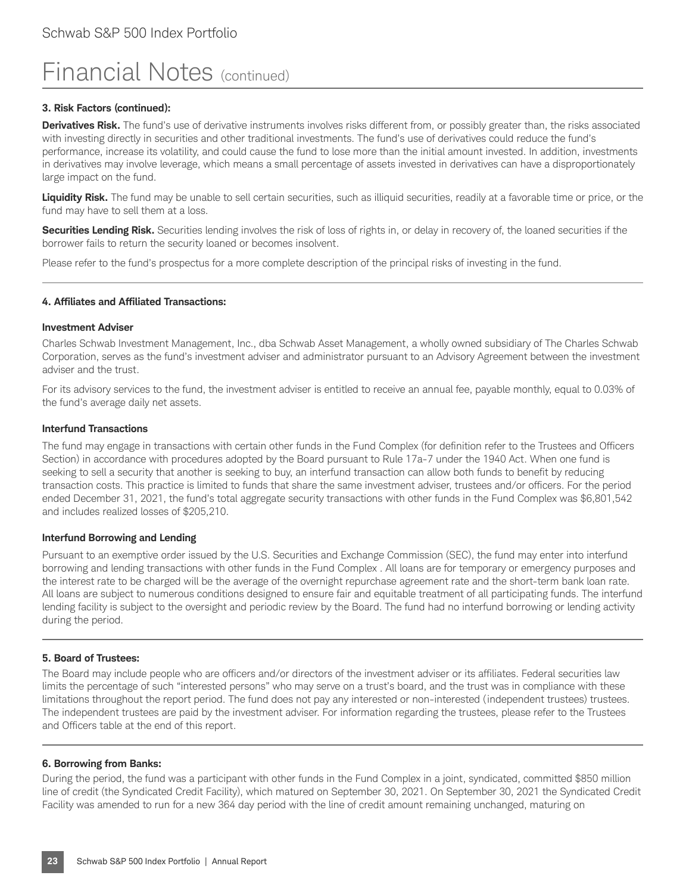# Financial Notes (continued)

**3. Risk Factors (continued):**

**Derivatives Risk.** The fund's use of derivative instruments involves risks different from, or possibly greater than, the risks associated with investing directly in securities and other traditional investments. The fund's use of derivatives could reduce the fund's performance, increase its volatility, and could cause the fund to lose more than the initial amount invested. In addition, investments in derivatives may involve leverage, which means a small percentage of assets invested in derivatives can have a disproportionately large impact on the fund.

**Liquidity Risk.** The fund may be unable to sell certain securities, such as illiquid securities, readily at a favorable time or price, or the fund may have to sell them at a loss.

**Securities Lending Risk.** Securities lending involves the risk of loss of rights in, or delay in recovery of, the loaned securities if the borrower fails to return the security loaned or becomes insolvent.

Please refer to the fund's prospectus for a more complete description of the principal risks of investing in the fund.

**4. Affiliates and Affiliated Transactions:**

**Investment Adviser**

Charles Schwab Investment Management, Inc., dba Schwab Asset Management, a wholly owned subsidiary of The Charles Schwab Corporation, serves as the fund's investment adviser and administrator pursuant to an Advisory Agreement between the investment adviser and the trust.

For its advisory services to the fund, the investment adviser is entitled to receive an annual fee, payable monthly, equal to 0.03% of the fund's average daily net assets.

**Interfund Transactions**

The fund may engage in transactions with certain other funds in the Fund Complex (for definition refer to the Trustees and Officers Section) in accordance with procedures adopted by the Board pursuant to Rule 17a-7 under the 1940 Act. When one fund is seeking to sell a security that another is seeking to buy, an interfund transaction can allow both funds to benefit by reducing transaction costs. This practice is limited to funds that share the same investment adviser, trustees and/or officers. For the period ended December 31, 2021, the fund's total aggregate security transactions with other funds in the Fund Complex was $6,801,542 and includes realized losses of $205,210.

**Interfund Borrowing and Lending**

Pursuant to an exemptive order issued by the U.S. Securities and Exchange Commission (SEC), the fund may enter into interfund borrowing and lending transactions with other funds in the Fund Complex . All loans are for temporary or emergency purposes and the interest rate to be charged will be the average of the overnight repurchase agreement rate and the short-term bank loan rate. All loans are subject to numerous conditions designed to ensure fair and equitable treatment of all participating funds. The interfund lending facility is subject to the oversight and periodic review by the Board. The fund had no interfund borrowing or lending activity during the period.

**5. Board of Trustees:**

The Board may include people who are officers and/or directors of the investment adviser or its affiliates. Federal securities law limits the percentage of such "interested persons" who may serve on a trust's board, and the trust was in compliance with these limitations throughout the report period. The fund does not pay any interested or non-interested (independent trustees) trustees. The independent trustees are paid by the investment adviser. For information regarding the trustees, please refer to the Trustees and Officers table at the end of this report.

**6. Borrowing from Banks:**

During the period, the fund was a participant with other funds in the Fund Complex in a joint, syndicated, committed $850 million line of credit (the Syndicated Credit Facility), which matured on September 30, 2021. On September 30, 2021 the Syndicated Credit Facility was amended to run for a new 364 day period with the line of credit amount remaining unchanged, maturing on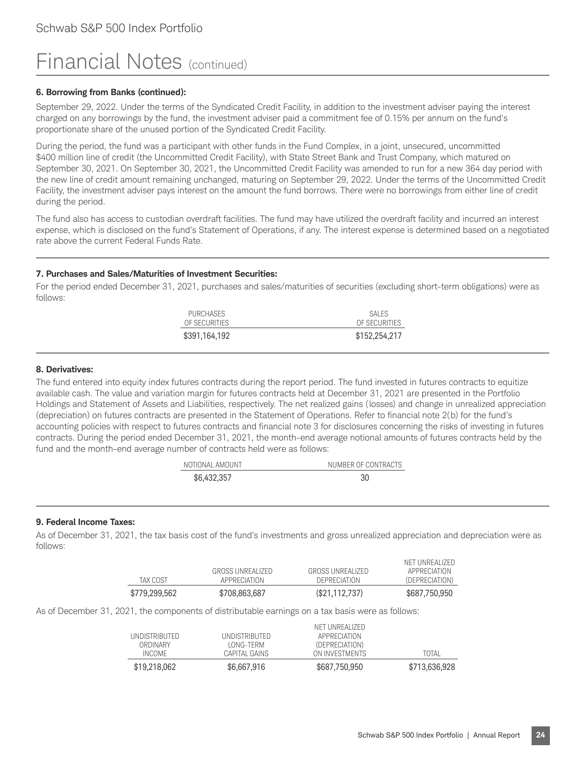# Financial Notes (continued)

**6. Borrowing from Banks (continued):**

September 29, 2022. Under the terms of the Syndicated Credit Facility, in addition to the investment adviser paying the interest charged on any borrowings by the fund, the investment adviser paid a commitment fee of 0.15% per annum on the fund's proportionate share of the unused portion of the Syndicated Credit Facility.

During the period, the fund was a participant with other funds in the Fund Complex, in a joint, unsecured, uncommitted $400 million line of credit (the Uncommitted Credit Facility), with State Street Bank and Trust Company, which matured on September 30, 2021. On September 30, 2021, the Uncommitted Credit Facility was amended to run for a new 364 day period with the new line of credit amount remaining unchanged, maturing on September 29, 2022. Under the terms of the Uncommitted Credit Facility, the investment adviser pays interest on the amount the fund borrows. There were no borrowings from either line of credit during the period.

The fund also has access to custodian overdraft facilities. The fund may have utilized the overdraft facility and incurred an interest expense, which is disclosed on the fund's Statement of Operations, if any. The interest expense is determined based on a negotiated rate above the current Federal Funds Rate.

**7. Purchases and Sales/Maturities of Investment Securities:**

For the period ended December 31, 2021, purchases and sales/maturities of securities (excluding short-term obligations) were as follows:

| PURCHASES OF SECURITIES | SALES OF SECURITIES |
|---|---|
| $391,164,192 | $152,254,217 |

**8. Derivatives:**

The fund entered into equity index futures contracts during the report period. The fund invested in futures contracts to equitize available cash. The value and variation margin for futures contracts held at December 31, 2021 are presented in the Portfolio Holdings and Statement of Assets and Liabilities, respectively. The net realized gains (losses) and change in unrealized appreciation (depreciation) on futures contracts are presented in the Statement of Operations. Refer to financial note 2(b) for the fund's accounting policies with respect to futures contracts and financial note 3 for disclosures concerning the risks of investing in futures contracts. During the period ended December 31, 2021, the month-end average notional amounts of futures contracts held by the fund and the month-end average number of contracts held were as follows:

| NOTIONAL AMOUNT | NUMBER OF CONTRACTS |
|---|---|
| $6,432,357 | 30 |

**9. Federal Income Taxes:**

As of December 31, 2021, the tax basis cost of the fund's investments and gross unrealized appreciation and depreciation were as follows:

| TAX COST | GROSS UNREALIZED APPRECIATION | GROSS UNREALIZED DEPRECIATION | NET UNREALIZED APPRECIATION (DEPRECIATION) |
|---|---|---|---|
| $779,299,562 | $708,863,687 | ($21,112,737) | $687,750,950 |

As of December 31, 2021, the components of distributable earnings on a tax basis were as follows:

| UNDISTRIBUTED ORDINARY INCOME | UNDISTRIBUTED LONG-TERM CAPITAL GAINS | NET UNREALIZED APPRECIATION (DEPRECIATION) ON INVESTMENTS | TOTAL |
|---|---|---|---|
| $19,218,062 | $6,667,916 | $687,750,950 | $713,636,928 |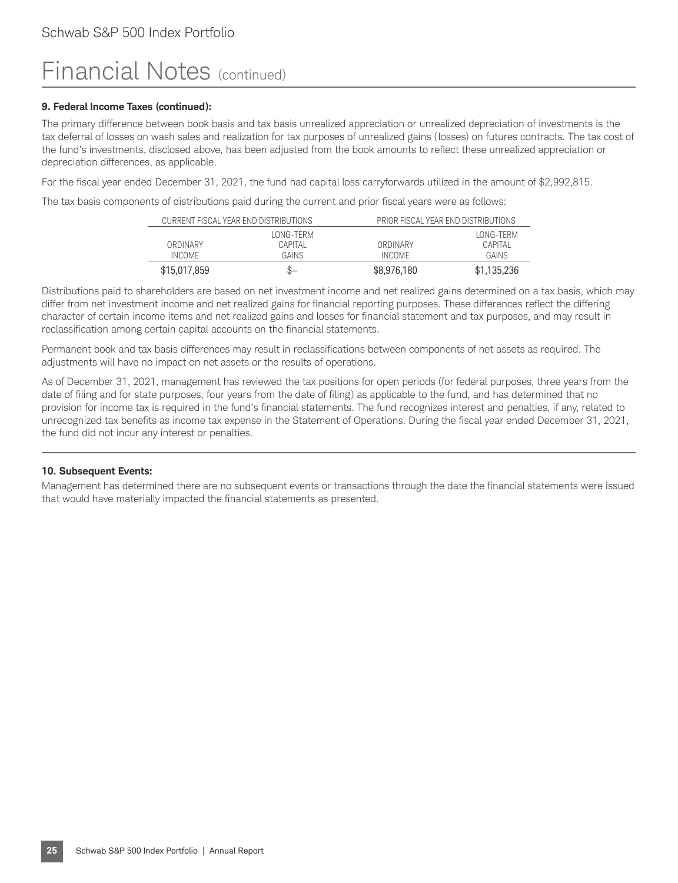# Financial Notes (continued)

**9. Federal Income Taxes (continued):**

The primary difference between book basis and tax basis unrealized appreciation or unrealized depreciation of investments is the tax deferral of losses on wash sales and realization for tax purposes of unrealized gains (losses) on futures contracts. The tax cost of the fund's investments, disclosed above, has been adjusted from the book amounts to reflect these unrealized appreciation or depreciation differences, as applicable.

For the fiscal year ended December 31, 2021, the fund had capital loss carryforwards utilized in the amount of $2,992,815.

The tax basis components of distributions paid during the current and prior fiscal years were as follows:

| CURRENT FISCAL YEAR END DISTRIBUTIONS | | PRIOR FISCAL YEAR END DISTRIBUTIONS | |
|---|---|---|---|
| ORDINARY INCOME | LONG-TERM CAPITAL GAINS | ORDINARY INCOME | LONG-TERM CAPITAL GAINS |
| $15,017,859 | $– | $8,976,180 | $1,135,236 |

Distributions paid to shareholders are based on net investment income and net realized gains determined on a tax basis, which may differ from net investment income and net realized gains for financial reporting purposes. These differences reflect the differing character of certain income items and net realized gains and losses for financial statement and tax purposes, and may result in reclassification among certain capital accounts on the financial statements.

Permanent book and tax basis differences may result in reclassifications between components of net assets as required. The adjustments will have no impact on net assets or the results of operations.

As of December 31, 2021, management has reviewed the tax positions for open periods (for federal purposes, three years from the date of filing and for state purposes, four years from the date of filing) as applicable to the fund, and has determined that no provision for income tax is required in the fund's financial statements. The fund recognizes interest and penalties, if any, related to unrecognized tax benefits as income tax expense in the Statement of Operations. During the fiscal year ended December 31, 2021, the fund did not incur any interest or penalties.

**10. Subsequent Events:**

Management has determined there are no subsequent events or transactions through the date the financial statements were issued that would have materially impacted the financial statements as presented.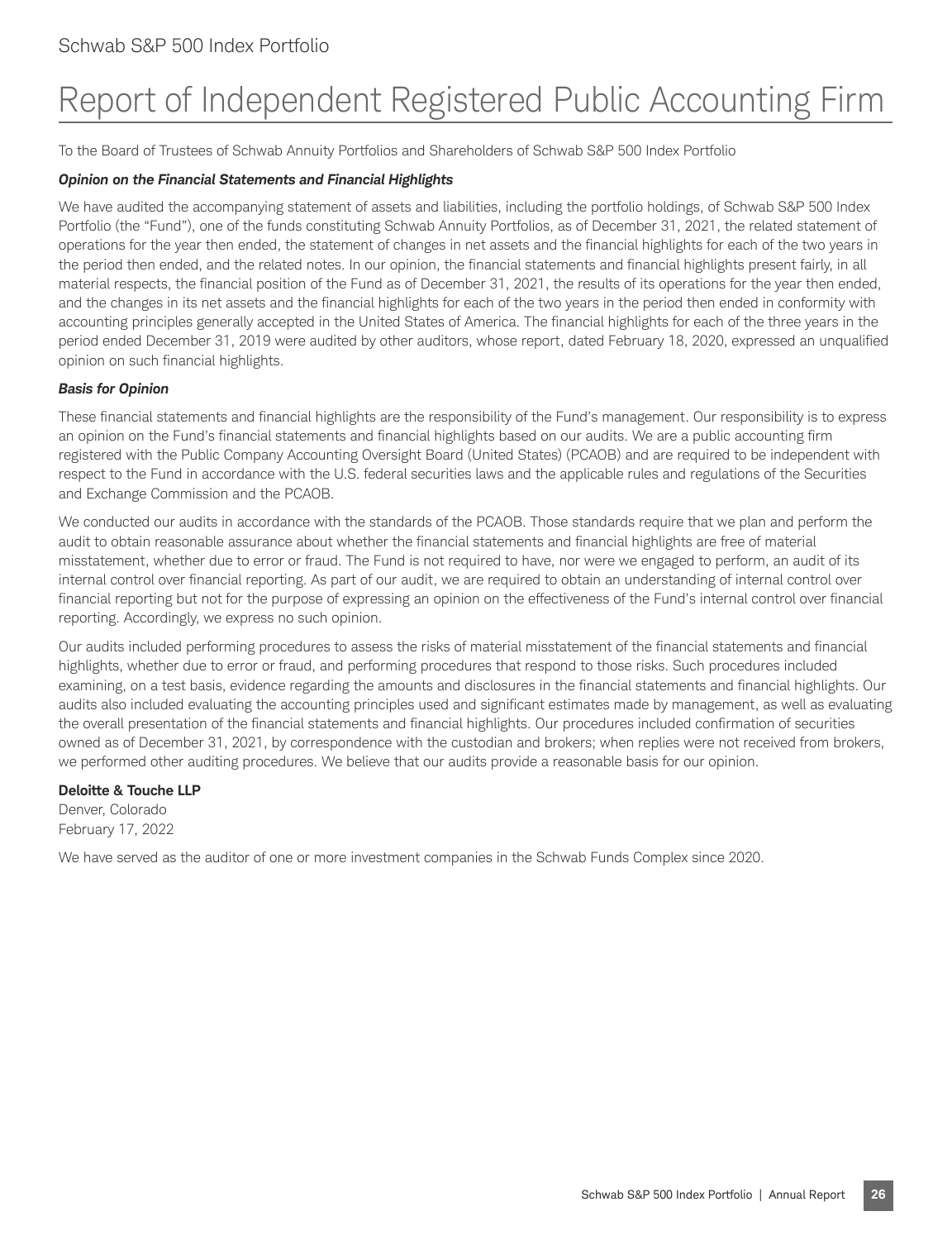# Report of Independent Registered Public Accounting Firm

To the Board of Trustees of Schwab Annuity Portfolios and Shareholders of Schwab S&P 500 Index Portfolio

***Opinion on the Financial Statements and Financial Highlights***

We have audited the accompanying statement of assets and liabilities, including the portfolio holdings, of Schwab S&P 500 Index Portfolio (the "Fund"), one of the funds constituting Schwab Annuity Portfolios, as of December 31, 2021, the related statement of operations for the year then ended, the statement of changes in net assets and the financial highlights for each of the two years in the period then ended, and the related notes. In our opinion, the financial statements and financial highlights present fairly, in all material respects, the financial position of the Fund as of December 31, 2021, the results of its operations for the year then ended, and the changes in its net assets and the financial highlights for each of the two years in the period then ended in conformity with accounting principles generally accepted in the United States of America. The financial highlights for each of the three years in the period ended December 31, 2019 were audited by other auditors, whose report, dated February 18, 2020, expressed an unqualified opinion on such financial highlights.

***Basis for Opinion***

These financial statements and financial highlights are the responsibility of the Fund's management. Our responsibility is to express an opinion on the Fund's financial statements and financial highlights based on our audits. We are a public accounting firm registered with the Public Company Accounting Oversight Board (United States) (PCAOB) and are required to be independent with respect to the Fund in accordance with the U.S. federal securities laws and the applicable rules and regulations of the Securities and Exchange Commission and the PCAOB.

We conducted our audits in accordance with the standards of the PCAOB. Those standards require that we plan and perform the audit to obtain reasonable assurance about whether the financial statements and financial highlights are free of material misstatement, whether due to error or fraud. The Fund is not required to have, nor were we engaged to perform, an audit of its internal control over financial reporting. As part of our audit, we are required to obtain an understanding of internal control over financial reporting but not for the purpose of expressing an opinion on the effectiveness of the Fund's internal control over financial reporting. Accordingly, we express no such opinion.

Our audits included performing procedures to assess the risks of material misstatement of the financial statements and financial highlights, whether due to error or fraud, and performing procedures that respond to those risks. Such procedures included examining, on a test basis, evidence regarding the amounts and disclosures in the financial statements and financial highlights. Our audits also included evaluating the accounting principles used and significant estimates made by management, as well as evaluating the overall presentation of the financial statements and financial highlights. Our procedures included confirmation of securities owned as of December 31, 2021, by correspondence with the custodian and brokers; when replies were not received from brokers, we performed other auditing procedures. We believe that our audits provide a reasonable basis for our opinion.

**Deloitte & Touche LLP**
Denver, Colorado
February 17, 2022

We have served as the auditor of one or more investment companies in the Schwab Funds Complex since 2020.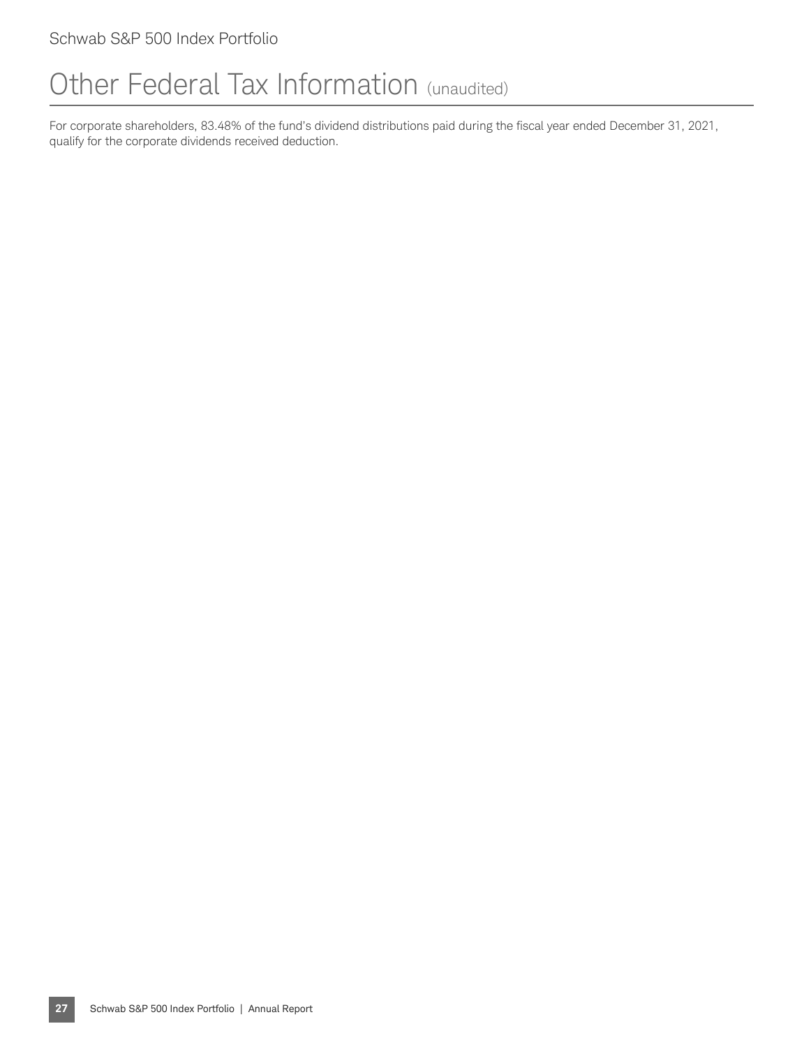# Other Federal Tax Information (unaudited)

For corporate shareholders, 83.48% of the fund's dividend distributions paid during the fiscal year ended December 31, 2021, qualify for the corporate dividends received deduction.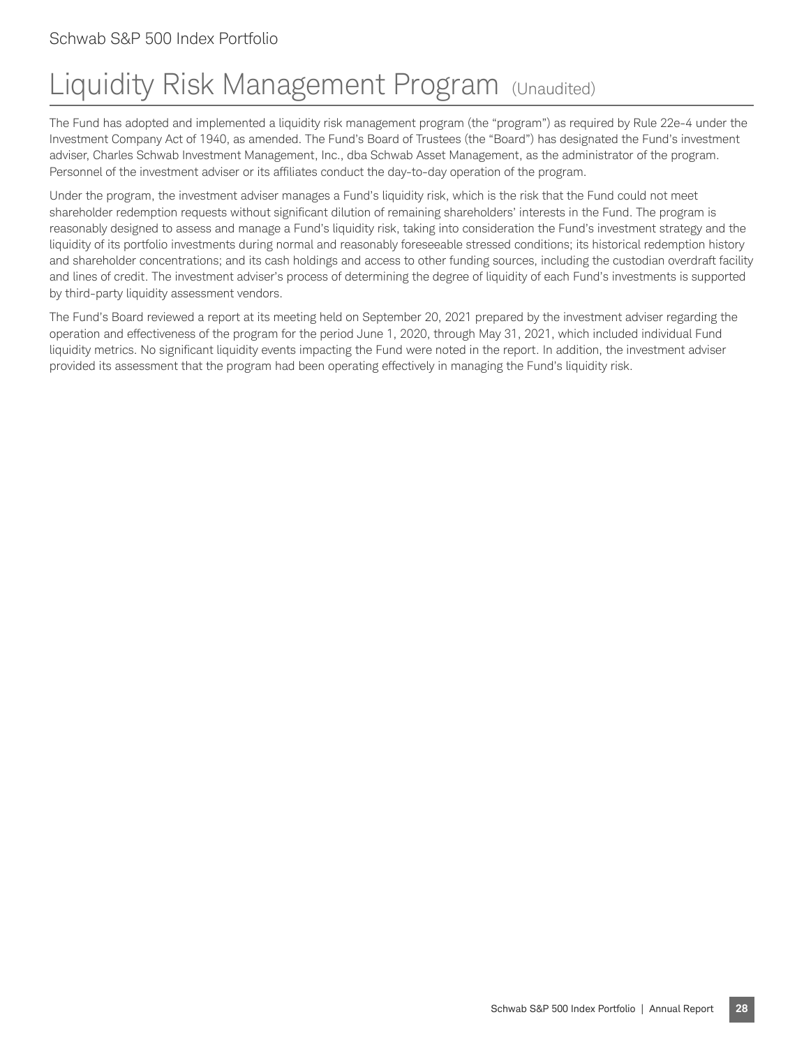# Liquidity Risk Management Program (Unaudited)

The Fund has adopted and implemented a liquidity risk management program (the "program") as required by Rule 22e-4 under the Investment Company Act of 1940, as amended. The Fund's Board of Trustees (the "Board") has designated the Fund's investment adviser, Charles Schwab Investment Management, Inc., dba Schwab Asset Management, as the administrator of the program. Personnel of the investment adviser or its affiliates conduct the day-to-day operation of the program.

Under the program, the investment adviser manages a Fund's liquidity risk, which is the risk that the Fund could not meet shareholder redemption requests without significant dilution of remaining shareholders' interests in the Fund. The program is reasonably designed to assess and manage a Fund's liquidity risk, taking into consideration the Fund's investment strategy and the liquidity of its portfolio investments during normal and reasonably foreseeable stressed conditions; its historical redemption history and shareholder concentrations; and its cash holdings and access to other funding sources, including the custodian overdraft facility and lines of credit. The investment adviser's process of determining the degree of liquidity of each Fund's investments is supported by third-party liquidity assessment vendors.

The Fund's Board reviewed a report at its meeting held on September 20, 2021 prepared by the investment adviser regarding the operation and effectiveness of the program for the period June 1, 2020, through May 31, 2021, which included individual Fund liquidity metrics. No significant liquidity events impacting the Fund were noted in the report. In addition, the investment adviser provided its assessment that the program had been operating effectively in managing the Fund's liquidity risk.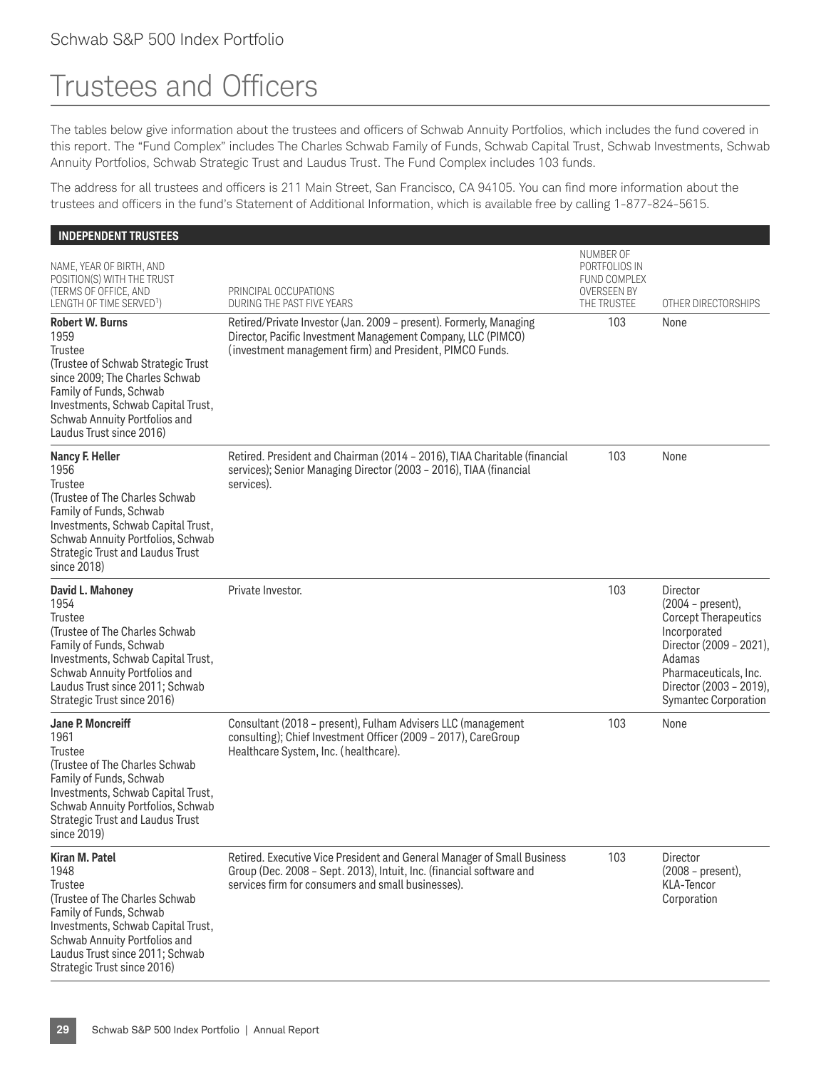# Trustees and Officers

The tables below give information about the trustees and officers of Schwab Annuity Portfolios, which includes the fund covered in this report. The "Fund Complex" includes The Charles Schwab Family of Funds, Schwab Capital Trust, Schwab Investments, Schwab Annuity Portfolios, Schwab Strategic Trust and Laudus Trust. The Fund Complex includes 103 funds.

The address for all trustees and officers is 211 Main Street, San Francisco, CA 94105. You can find more information about the trustees and officers in the fund's Statement of Additional Information, which is available free by calling 1-877-824-5615.

**INDEPENDENT TRUSTEES**

| NAME, YEAR OF BIRTH, AND POSITION(S) WITH THE TRUST (TERMS OF OFFICE, AND LENGTH OF TIME SERVED[1]) | PRINCIPAL OCCUPATIONS DURING THE PAST FIVE YEARS | NUMBER OF PORTFOLIOS IN FUND COMPLEX OVERSEEN BY THE TRUSTEE | OTHER DIRECTORSHIPS |
|---|---|---|---|
| **Robert W. Burns** 1959 Trustee (Trustee of Schwab Strategic Trust since 2009; The Charles Schwab Family of Funds, Schwab Investments, Schwab Capital Trust, Schwab Annuity Portfolios and Laudus Trust since 2016) | Retired/Private Investor (Jan. 2009 – present). Formerly, Managing Director, Pacific Investment Management Company, LLC (PIMCO) (investment management firm) and President, PIMCO Funds. | 103 | None |
| **Nancy F. Heller** 1956 Trustee (Trustee of The Charles Schwab Family of Funds, Schwab Investments, Schwab Capital Trust, Schwab Annuity Portfolios, Schwab Strategic Trust and Laudus Trust since 2018) | Retired. President and Chairman (2014 – 2016), TIAA Charitable (financial services); Senior Managing Director (2003 – 2016), TIAA (financial services). | 103 | None |
| **David L. Mahoney** 1954 Trustee (Trustee of The Charles Schwab Family of Funds, Schwab Investments, Schwab Capital Trust, Schwab Annuity Portfolios and Laudus Trust since 2011; Schwab Strategic Trust since 2016) | Private Investor. | 103 | Director (2004 – present), Corcept Therapeutics Incorporated Director (2009 – 2021), Adamas Pharmaceuticals, Inc. Director (2003 – 2019), Symantec Corporation |
| **Jane P. Moncreiff** 1961 Trustee (Trustee of The Charles Schwab Family of Funds, Schwab Investments, Schwab Capital Trust, Schwab Annuity Portfolios, Schwab Strategic Trust and Laudus Trust since 2019) | Consultant (2018 – present), Fulham Advisers LLC (management consulting); Chief Investment Officer (2009 – 2017), CareGroup Healthcare System, Inc. (healthcare). | 103 | None |
| **Kiran M. Patel** 1948 Trustee (Trustee of The Charles Schwab Family of Funds, Schwab Investments, Schwab Capital Trust, Schwab Annuity Portfolios and Laudus Trust since 2011; Schwab Strategic Trust since 2016) | Retired. Executive Vice President and General Manager of Small Business Group (Dec. 2008 – Sept. 2013), Intuit, Inc. (financial software and services firm for consumers and small businesses). | 103 | Director (2008 – present), KLA-Tencor Corporation |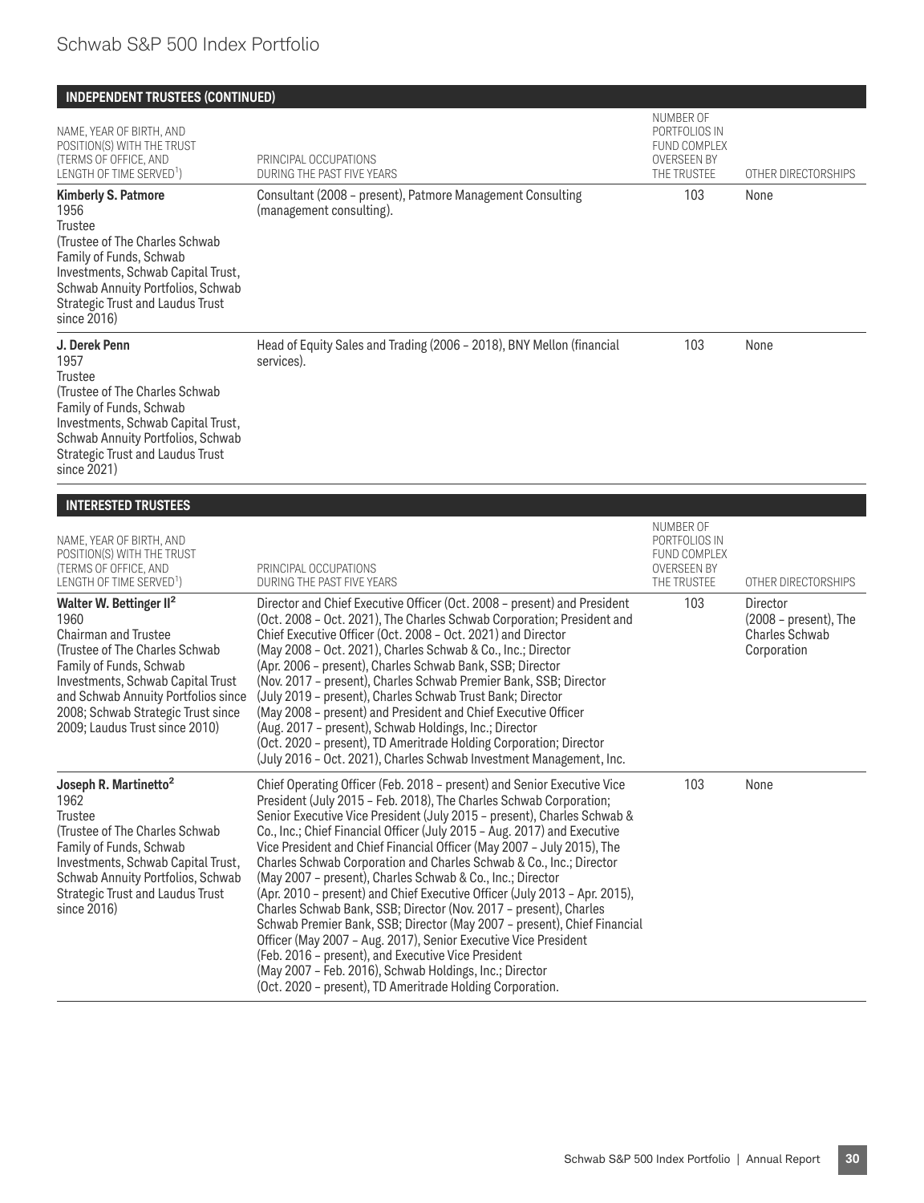## INDEPENDENT TRUSTEES (CONTINUED)

| NAME, YEAR OF BIRTH, AND POSITION(S) WITH THE TRUST (TERMS OF OFFICE, AND LENGTH OF TIME SERVED[1]) | PRINCIPAL OCCUPATIONS DURING THE PAST FIVE YEARS | NUMBER OF PORTFOLIOS IN FUND COMPLEX OVERSEEN BY THE TRUSTEE | OTHER DIRECTORSHIPS |
|---|---|---|---|
| **Kimberly S. Patmore** 1956 Trustee (Trustee of The Charles Schwab Family of Funds, Schwab Investments, Schwab Capital Trust, Schwab Annuity Portfolios, Schwab Strategic Trust and Laudus Trust since 2016) | Consultant (2008 – present), Patmore Management Consulting (management consulting). | 103 | None |
| **J. Derek Penn** 1957 Trustee (Trustee of The Charles Schwab Family of Funds, Schwab Investments, Schwab Capital Trust, Schwab Annuity Portfolios, Schwab Strategic Trust and Laudus Trust since 2021) | Head of Equity Sales and Trading (2006 – 2018), BNY Mellon (financial services). | 103 | None |

## INTERESTED TRUSTEES

| NAME, YEAR OF BIRTH, AND POSITION(S) WITH THE TRUST (TERMS OF OFFICE, AND LENGTH OF TIME SERVED[1]) | PRINCIPAL OCCUPATIONS DURING THE PAST FIVE YEARS | NUMBER OF PORTFOLIOS IN FUND COMPLEX OVERSEEN BY THE TRUSTEE | OTHER DIRECTORSHIPS |
|---|---|---|---|
| **Walter W. Bettinger II[2]** 1960 Chairman and Trustee (Trustee of The Charles Schwab Family of Funds, Schwab Investments, Schwab Capital Trust and Schwab Annuity Portfolios since 2008; Schwab Strategic Trust since 2009; Laudus Trust since 2010) | Director and Chief Executive Officer (Oct. 2008 – present) and President (Oct. 2008 – Oct. 2021), The Charles Schwab Corporation; President and Chief Executive Officer (Oct. 2008 – Oct. 2021) and Director (May 2008 – Oct. 2021), Charles Schwab & Co., Inc.; Director (Apr. 2006 – present), Charles Schwab Bank, SSB; Director (Nov. 2017 – present), Charles Schwab Premier Bank, SSB; Director (July 2019 – present), Charles Schwab Trust Bank; Director (May 2008 – present) and President and Chief Executive Officer (Aug. 2017 – present), Schwab Holdings, Inc.; Director (Oct. 2020 – present), TD Ameritrade Holding Corporation; Director (July 2016 – Oct. 2021), Charles Schwab Investment Management, Inc. | 103 | Director (2008 – present), The Charles Schwab Corporation |
| **Joseph R. Martinetto[2]** 1962 Trustee (Trustee of The Charles Schwab Family of Funds, Schwab Investments, Schwab Capital Trust, Schwab Annuity Portfolios, Schwab Strategic Trust and Laudus Trust since 2016) | Chief Operating Officer (Feb. 2018 – present) and Senior Executive Vice President (July 2015 – Feb. 2018), The Charles Schwab Corporation; Senior Executive Vice President (July 2015 – present), Charles Schwab & Co., Inc.; Chief Financial Officer (July 2015 – Aug. 2017) and Executive Vice President and Chief Financial Officer (May 2007 – July 2015), The Charles Schwab Corporation and Charles Schwab & Co., Inc.; Director (May 2007 – present), Charles Schwab & Co., Inc.; Director (Apr. 2010 – present) and Chief Executive Officer (July 2013 – Apr. 2015), Charles Schwab Bank, SSB; Director (Nov. 2017 – present), Charles Schwab Premier Bank, SSB; Director (May 2007 – present), Chief Financial Officer (May 2007 – Aug. 2017), Senior Executive Vice President (Feb. 2016 – present), and Executive Vice President (May 2007 – Feb. 2016), Schwab Holdings, Inc.; Director (Oct. 2020 – present), TD Ameritrade Holding Corporation. | 103 | None |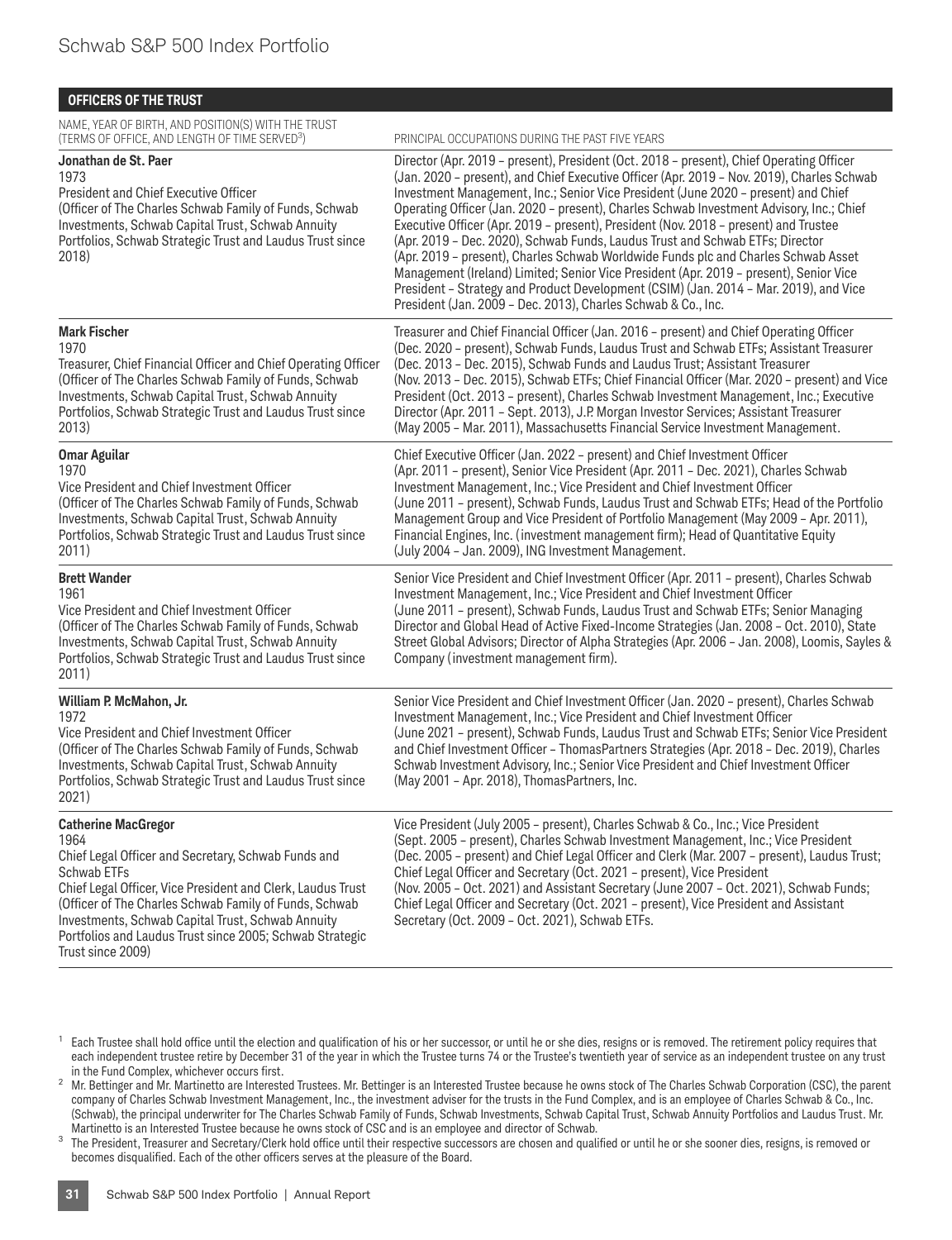| OFFICERS OF THE TRUST | |
|---|---|
| NAME, YEAR OF BIRTH, AND POSITION(S) WITH THE TRUST (TERMS OF OFFICE, AND LENGTH OF TIME SERVED[3]) | PRINCIPAL OCCUPATIONS DURING THE PAST FIVE YEARS |
| **Jonathan de St. Paer**<br>1973<br>President and Chief Executive Officer<br>(Officer of The Charles Schwab Family of Funds, Schwab Investments, Schwab Capital Trust, Schwab Annuity Portfolios, Schwab Strategic Trust and Laudus Trust since 2018) | Director (Apr. 2019 – present), President (Oct. 2018 – present), Chief Operating Officer (Jan. 2020 – present), and Chief Executive Officer (Apr. 2019 – Nov. 2019), Charles Schwab Investment Management, Inc.; Senior Vice President (June 2020 – present) and Chief Operating Officer (Jan. 2020 – present), Charles Schwab Investment Advisory, Inc.; Chief Executive Officer (Apr. 2019 – present), President (Nov. 2018 – present) and Trustee (Apr. 2019 – Dec. 2020), Schwab Funds, Laudus Trust and Schwab ETFs; Director (Apr. 2019 – present), Charles Schwab Worldwide Funds plc and Charles Schwab Asset Management (Ireland) Limited; Senior Vice President (Apr. 2019 – present), Senior Vice President – Strategy and Product Development (CSIM) (Jan. 2014 – Mar. 2019), and Vice President (Jan. 2009 – Dec. 2013), Charles Schwab & Co., Inc. |
| **Mark Fischer**<br>1970<br>Treasurer, Chief Financial Officer and Chief Operating Officer<br>(Officer of The Charles Schwab Family of Funds, Schwab Investments, Schwab Capital Trust, Schwab Annuity Portfolios, Schwab Strategic Trust and Laudus Trust since 2013) | Treasurer and Chief Financial Officer (Jan. 2016 – present) and Chief Operating Officer (Dec. 2020 – present), Schwab Funds, Laudus Trust and Schwab ETFs; Assistant Treasurer (Dec. 2013 – Dec. 2015), Schwab Funds and Laudus Trust; Assistant Treasurer (Nov. 2013 – Dec. 2015), Schwab ETFs; Chief Financial Officer (Mar. 2020 – present) and Vice President (Oct. 2013 – present), Charles Schwab Investment Management, Inc.; Executive Director (Apr. 2011 – Sept. 2013), J.P. Morgan Investor Services; Assistant Treasurer (May 2005 – Mar. 2011), Massachusetts Financial Service Investment Management. |
| **Omar Aguilar**<br>1970<br>Vice President and Chief Investment Officer<br>(Officer of The Charles Schwab Family of Funds, Schwab Investments, Schwab Capital Trust, Schwab Annuity Portfolios, Schwab Strategic Trust and Laudus Trust since 2011) | Chief Executive Officer (Jan. 2022 – present) and Chief Investment Officer (Apr. 2011 – present), Senior Vice President (Apr. 2011 – Dec. 2021), Charles Schwab Investment Management, Inc.; Vice President and Chief Investment Officer (June 2011 – present), Schwab Funds, Laudus Trust and Schwab ETFs; Head of the Portfolio Management Group and Vice President of Portfolio Management (May 2009 – Apr. 2011), Financial Engines, Inc. (investment management firm); Head of Quantitative Equity (July 2004 – Jan. 2009), ING Investment Management. |
| **Brett Wander**<br>1961<br>Vice President and Chief Investment Officer<br>(Officer of The Charles Schwab Family of Funds, Schwab Investments, Schwab Capital Trust, Schwab Annuity Portfolios, Schwab Strategic Trust and Laudus Trust since 2011) | Senior Vice President and Chief Investment Officer (Apr. 2011 – present), Charles Schwab Investment Management, Inc.; Vice President and Chief Investment Officer (June 2011 – present), Schwab Funds, Laudus Trust and Schwab ETFs; Senior Managing Director and Global Head of Active Fixed-Income Strategies (Jan. 2008 – Oct. 2010), State Street Global Advisors; Director of Alpha Strategies (Apr. 2006 – Jan. 2008), Loomis, Sayles & Company (investment management firm). |
| **William P. McMahon, Jr.**<br>1972<br>Vice President and Chief Investment Officer<br>(Officer of The Charles Schwab Family of Funds, Schwab Investments, Schwab Capital Trust, Schwab Annuity Portfolios, Schwab Strategic Trust and Laudus Trust since 2021) | Senior Vice President and Chief Investment Officer (Jan. 2020 – present), Charles Schwab Investment Management, Inc.; Vice President and Chief Investment Officer (June 2021 – present), Schwab Funds, Laudus Trust and Schwab ETFs; Senior Vice President and Chief Investment Officer – ThomasPartners Strategies (Apr. 2018 – Dec. 2019), Charles Schwab Investment Advisory, Inc.; Senior Vice President and Chief Investment Officer (May 2001 – Apr. 2018), ThomasPartners, Inc. |
| **Catherine MacGregor**<br>1964<br>Chief Legal Officer and Secretary, Schwab Funds and Schwab ETFs<br>Chief Legal Officer, Vice President and Clerk, Laudus Trust<br>(Officer of The Charles Schwab Family of Funds, Schwab Investments, Schwab Capital Trust, Schwab Annuity Portfolios and Laudus Trust since 2005; Schwab Strategic Trust since 2009) | Vice President (July 2005 – present), Charles Schwab & Co., Inc.; Vice President (Sept. 2005 – present), Charles Schwab Investment Management, Inc.; Vice President (Dec. 2005 – present) and Chief Legal Officer and Clerk (Mar. 2007 – present), Laudus Trust; Chief Legal Officer and Secretary (Oct. 2021 – present), Vice President (Nov. 2005 – Oct. 2021) and Assistant Secretary (June 2007 – Oct. 2021), Schwab Funds; Chief Legal Officer and Secretary (Oct. 2021 – present), Vice President and Assistant Secretary (Oct. 2009 – Oct. 2021), Schwab ETFs. |

[1] Each Trustee shall hold office until the election and qualification of his or her successor, or until he or she dies, resigns or is removed. The retirement policy requires that each independent trustee retire by December 31 of the year in which the Trustee turns 74 or the Trustee's twentieth year of service as an independent trustee on any trust in the Fund Complex, whichever occurs first.

[2] Mr. Bettinger and Mr. Martinetto are Interested Trustees. Mr. Bettinger is an Interested Trustee because he owns stock of The Charles Schwab Corporation (CSC), the parent company of Charles Schwab Investment Management, Inc., the investment adviser for the trusts in the Fund Complex, and is an employee of Charles Schwab & Co., Inc. (Schwab), the principal underwriter for The Charles Schwab Family of Funds, Schwab Investments, Schwab Capital Trust, Schwab Annuity Portfolios and Laudus Trust. Mr. Martinetto is an Interested Trustee because he owns stock of CSC and is an employee and director of Schwab.

[3] The President, Treasurer and Secretary/Clerk hold office until their respective successors are chosen and qualified or until he or she sooner dies, resigns, is removed or becomes disqualified. Each of the other officers serves at the pleasure of the Board.